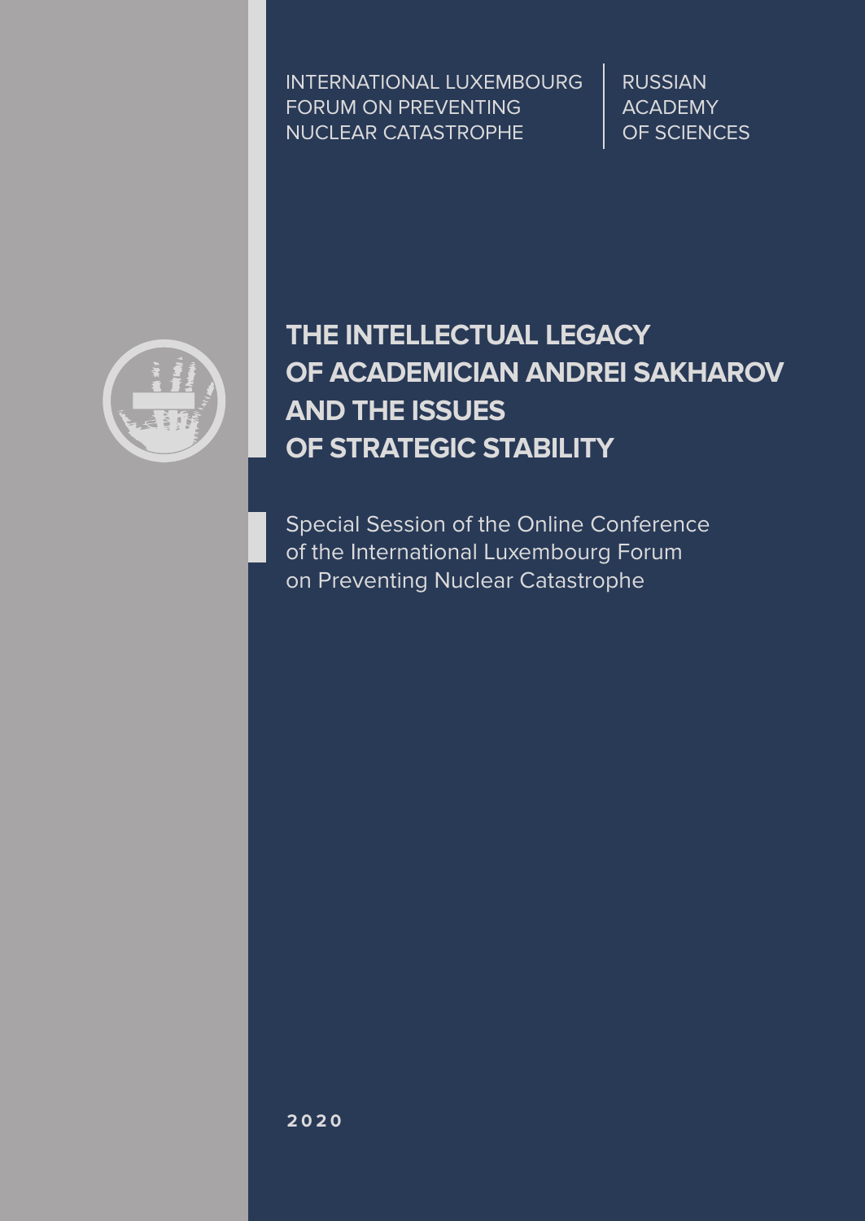INTERNATIONAL LUXEMBOURG FORUM ON PREVENTING NUCLEAR CATASTROPHE

RUSSIAN ACADEMY OF SCIENCES

# THE INTELLECTUAL LEGACY OF ACADEMICIAN ANDREI SAKHAROV AND THE ISSUES OF STRATEGIC STABILITY

Special Session of the Online Conference of the International Luxembourg Forum on Preventing Nuclear Catastrophe

**2020**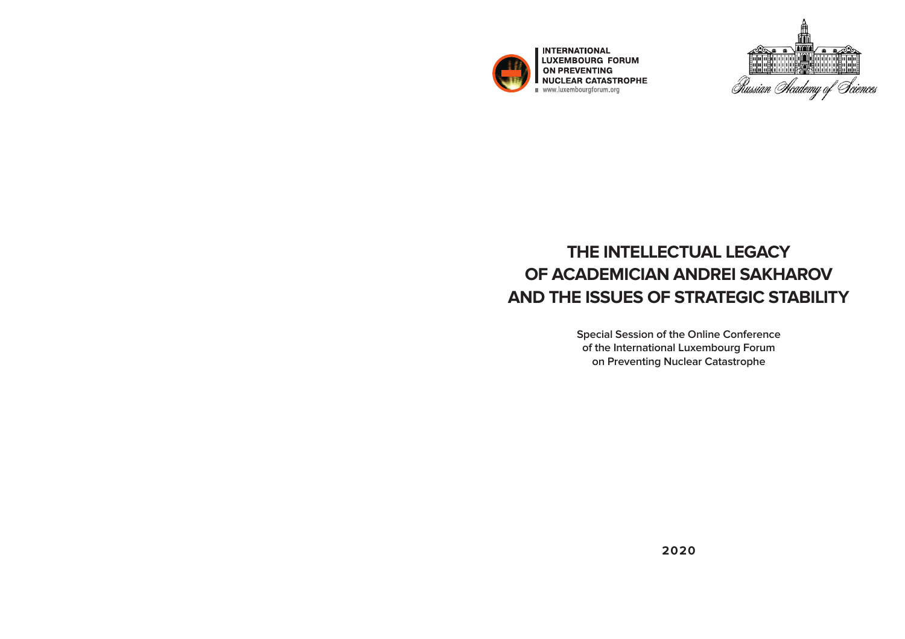INTERNATIONAL LUXEMBOURG FORUM ON PREVENTING NUCLEAR CATASTROPHE

www.luxembourgforum.org

Russian Academy of Sciences

# THE INTELLECTUAL LEGACY OF ACADEMICIAN ANDREI SAKHAROV AND THE ISSUES OF STRATEGIC STABILITY

**Special Session of the Online Conference of the International Luxembourg Forum on Preventing Nuclear Catastrophe**

**2020**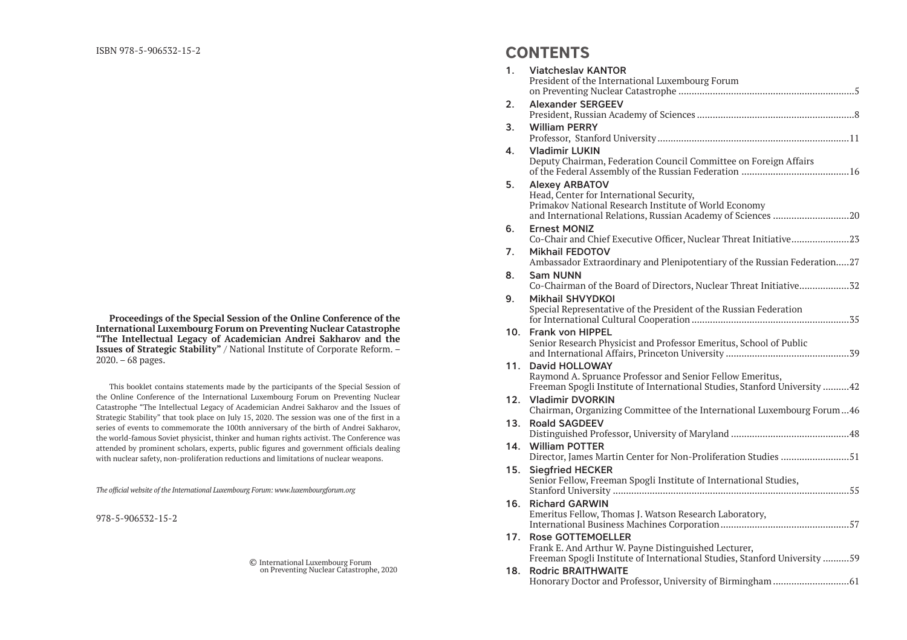ISBN 978-5-906532-15-2

**Proceedings of the Special Session of the Online Conference of the International Luxembourg Forum on Preventing Nuclear Catastrophe "The Intellectual Legacy of Academician Andrei Sakharov and the Issues of Strategic Stability"** / National Institute of Corporate Reform. – 2020. – 68 pages.

This booklet contains statements made by the participants of the Special Session of the Online Conference of the International Luxembourg Forum on Preventing Nuclear Catastrophe "The Intellectual Legacy of Academician Andrei Sakharov and the Issues of Strategic Stability" that took place on July 15, 2020. The session was one of the first in a series of events to commemorate the 100th anniversary of the birth of Andrei Sakharov, the world-famous Soviet physicist, thinker and human rights activist. The Conference was attended by prominent scholars, experts, public figures and government officials dealing with nuclear safety, non-proliferation reductions and limitations of nuclear weapons.

*The official website of the International Luxembourg Forum: www.luxembourgforum.org*

978-5-906532-15-2

© International Luxembourg Forum on Preventing Nuclear Catastrophe, 2020

# CONTENTS

1. **Viatcheslav KANTOR**
   President of the International Luxembourg Forum on Preventing Nuclear Catastrophe ....5
2. **Alexander SERGEEV**
   President, Russian Academy of Sciences ....8
3. **William PERRY**
   Professor, Stanford University ....11
4. **Vladimir LUKIN**
   Deputy Chairman, Federation Council Committee on Foreign Affairs of the Federal Assembly of the Russian Federation ....16
5. **Alexey ARBATOV**
   Head, Center for International Security, Primakov National Research Institute of World Economy and International Relations, Russian Academy of Sciences ....20
6. **Ernest MONIZ**
   Co-Chair and Chief Executive Officer, Nuclear Threat Initiative ....23
7. **Mikhail FEDOTOV**
   Ambassador Extraordinary and Plenipotentiary of the Russian Federation ....27
8. **Sam NUNN**
   Co-Chairman of the Board of Directors, Nuclear Threat Initiative ....32
9. **Mikhail SHVYDKOI**
   Special Representative of the President of the Russian Federation for International Cultural Cooperation ....35
10. **Frank von HIPPEL**
    Senior Research Physicist and Professor Emeritus, School of Public and International Affairs, Princeton University ....39
11. **David HOLLOWAY**
    Raymond A. Spruance Professor and Senior Fellow Emeritus, Freeman Spogli Institute of International Studies, Stanford University ....42
12. **Vladimir DVORKIN**
    Chairman, Organizing Committee of the International Luxembourg Forum ....46
13. **Roald SAGDEEV**
    Distinguished Professor, University of Maryland ....48
14. **William POTTER**
    Director, James Martin Center for Non-Proliferation Studies ....51
15. **Siegfried HECKER**
    Senior Fellow, Freeman Spogli Institute of International Studies, Stanford University ....55
16. **Richard GARWIN**
    Emeritus Fellow, Thomas J. Watson Research Laboratory, International Business Machines Corporation ....57
17. **Rose GOTTEMOELLER**
    Frank E. And Arthur W. Payne Distinguished Lecturer, Freeman Spogli Institute of International Studies, Stanford University ....59
18. **Rodric BRAITHWAITE**
    Honorary Doctor and Professor, University of Birmingham ....61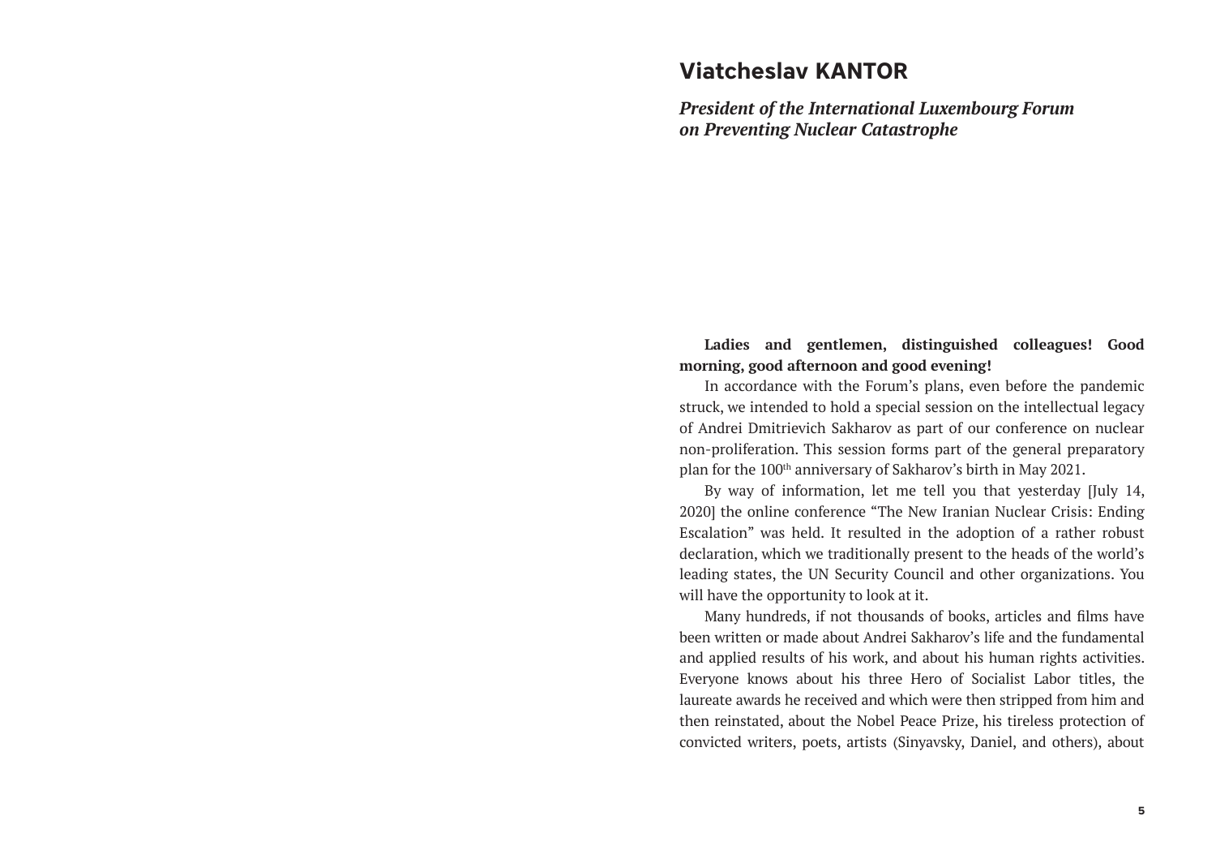## Viatcheslav KANTOR

***President of the International Luxembourg Forum on Preventing Nuclear Catastrophe***

**Ladies and gentlemen, distinguished colleagues! Good morning, good afternoon and good evening!**

In accordance with the Forum's plans, even before the pandemic struck, we intended to hold a special session on the intellectual legacy of Andrei Dmitrievich Sakharov as part of our conference on nuclear non-proliferation. This session forms part of the general preparatory plan for the 100th anniversary of Sakharov's birth in May 2021.

By way of information, let me tell you that yesterday [July 14, 2020] the online conference "The New Iranian Nuclear Crisis: Ending Escalation" was held. It resulted in the adoption of a rather robust declaration, which we traditionally present to the heads of the world's leading states, the UN Security Council and other organizations. You will have the opportunity to look at it.

Many hundreds, if not thousands of books, articles and films have been written or made about Andrei Sakharov's life and the fundamental and applied results of his work, and about his human rights activities. Everyone knows about his three Hero of Socialist Labor titles, the laureate awards he received and which were then stripped from him and then reinstated, about the Nobel Peace Prize, his tireless protection of convicted writers, poets, artists (Sinyavsky, Daniel, and others), about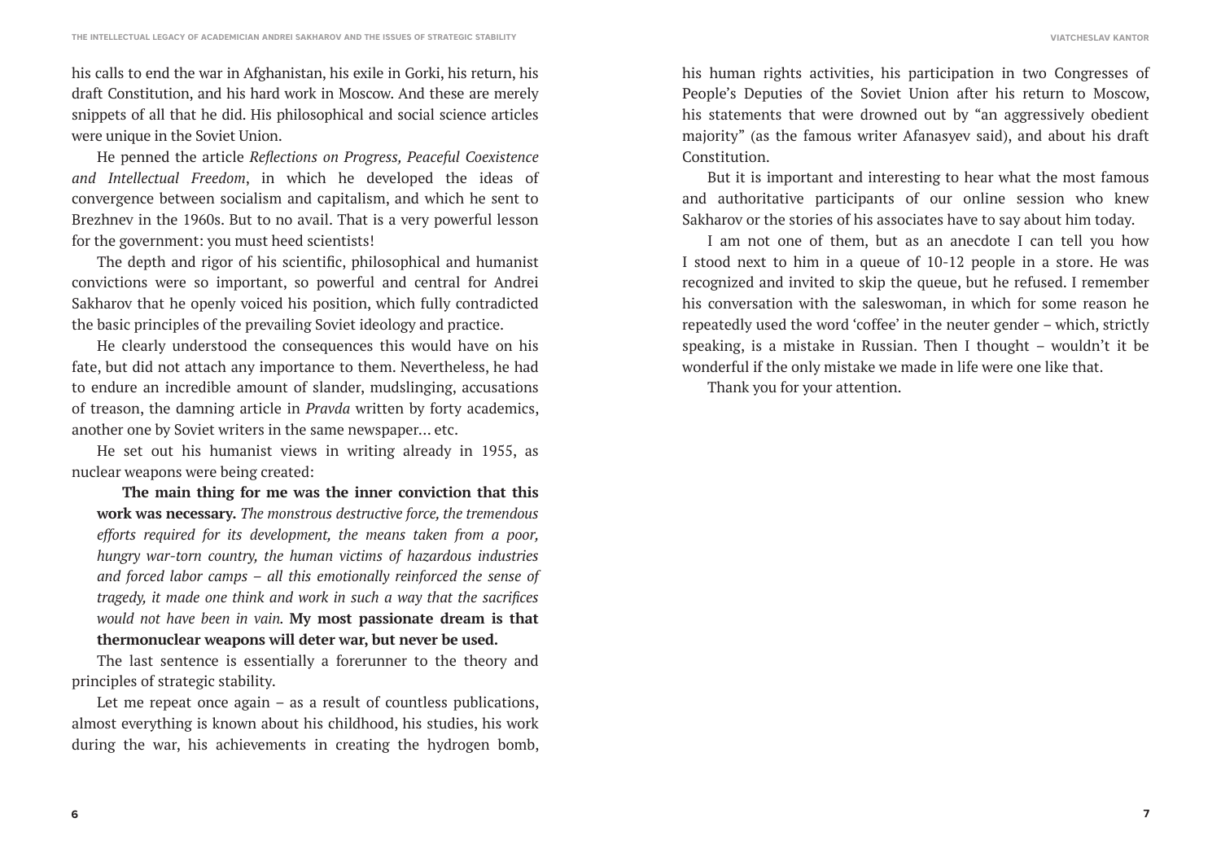his calls to end the war in Afghanistan, his exile in Gorki, his return, his draft Constitution, and his hard work in Moscow. And these are merely snippets of all that he did. His philosophical and social science articles were unique in the Soviet Union.

He penned the article *Reflections on Progress, Peaceful Coexistence and Intellectual Freedom*, in which he developed the ideas of convergence between socialism and capitalism, and which he sent to Brezhnev in the 1960s. But to no avail. That is a very powerful lesson for the government: you must heed scientists!

The depth and rigor of his scientific, philosophical and humanist convictions were so important, so powerful and central for Andrei Sakharov that he openly voiced his position, which fully contradicted the basic principles of the prevailing Soviet ideology and practice.

He clearly understood the consequences this would have on his fate, but did not attach any importance to them. Nevertheless, he had to endure an incredible amount of slander, mudslinging, accusations of treason, the damning article in *Pravda* written by forty academics, another one by Soviet writers in the same newspaper… etc.

He set out his humanist views in writing already in 1955, as nuclear weapons were being created:

> **The main thing for me was the inner conviction that this work was necessary.** *The monstrous destructive force, the tremendous efforts required for its development, the means taken from a poor, hungry war-torn country, the human victims of hazardous industries and forced labor camps – all this emotionally reinforced the sense of tragedy, it made one think and work in such a way that the sacrifices would not have been in vain.* **My most passionate dream is that thermonuclear weapons will deter war, but never be used.**

The last sentence is essentially a forerunner to the theory and principles of strategic stability.

Let me repeat once again – as a result of countless publications, almost everything is known about his childhood, his studies, his work during the war, his achievements in creating the hydrogen bomb, his human rights activities, his participation in two Congresses of People's Deputies of the Soviet Union after his return to Moscow, his statements that were drowned out by "an aggressively obedient majority" (as the famous writer Afanasyev said), and about his draft Constitution.

But it is important and interesting to hear what the most famous and authoritative participants of our online session who knew Sakharov or the stories of his associates have to say about him today.

I am not one of them, but as an anecdote I can tell you how I stood next to him in a queue of 10-12 people in a store. He was recognized and invited to skip the queue, but he refused. I remember his conversation with the saleswoman, in which for some reason he repeatedly used the word 'coffee' in the neuter gender – which, strictly speaking, is a mistake in Russian. Then I thought – wouldn't it be wonderful if the only mistake we made in life were one like that.

Thank you for your attention.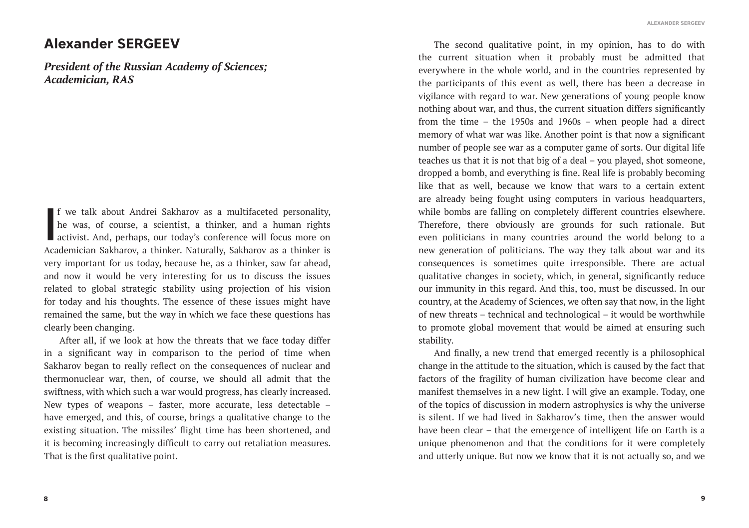## Alexander SERGEEV

***President of the Russian Academy of Sciences; Academician, RAS***

If we talk about Andrei Sakharov as a multifaceted personality, he was, of course, a scientist, a thinker, and a human rights activist. And, perhaps, our today's conference will focus more on Academician Sakharov, a thinker. Naturally, Sakharov as a thinker is very important for us today, because he, as a thinker, saw far ahead, and now it would be very interesting for us to discuss the issues related to global strategic stability using projection of his vision for today and his thoughts. The essence of these issues might have remained the same, but the way in which we face these questions has clearly been changing.

After all, if we look at how the threats that we face today differ in a significant way in comparison to the period of time when Sakharov began to really reflect on the consequences of nuclear and thermonuclear war, then, of course, we should all admit that the swiftness, with which such a war would progress, has clearly increased. New types of weapons – faster, more accurate, less detectable – have emerged, and this, of course, brings a qualitative change to the existing situation. The missiles' flight time has been shortened, and it is becoming increasingly difficult to carry out retaliation measures. That is the first qualitative point.

The second qualitative point, in my opinion, has to do with the current situation when it probably must be admitted that everywhere in the whole world, and in the countries represented by the participants of this event as well, there has been a decrease in vigilance with regard to war. New generations of young people know nothing about war, and thus, the current situation differs significantly from the time – the 1950s and 1960s – when people had a direct memory of what war was like. Another point is that now a significant number of people see war as a computer game of sorts. Our digital life teaches us that it is not that big of a deal – you played, shot someone, dropped a bomb, and everything is fine. Real life is probably becoming like that as well, because we know that wars to a certain extent are already being fought using computers in various headquarters, while bombs are falling on completely different countries elsewhere. Therefore, there obviously are grounds for such rationale. But even politicians in many countries around the world belong to a new generation of politicians. The way they talk about war and its consequences is sometimes quite irresponsible. There are actual qualitative changes in society, which, in general, significantly reduce our immunity in this regard. And this, too, must be discussed. In our country, at the Academy of Sciences, we often say that now, in the light of new threats – technical and technological – it would be worthwhile to promote global movement that would be aimed at ensuring such stability.

And finally, a new trend that emerged recently is a philosophical change in the attitude to the situation, which is caused by the fact that factors of the fragility of human civilization have become clear and manifest themselves in a new light. I will give an example. Today, one of the topics of discussion in modern astrophysics is why the universe is silent. If we had lived in Sakharov's time, then the answer would have been clear – that the emergence of intelligent life on Earth is a unique phenomenon and that the conditions for it were completely and utterly unique. But now we know that it is not actually so, and we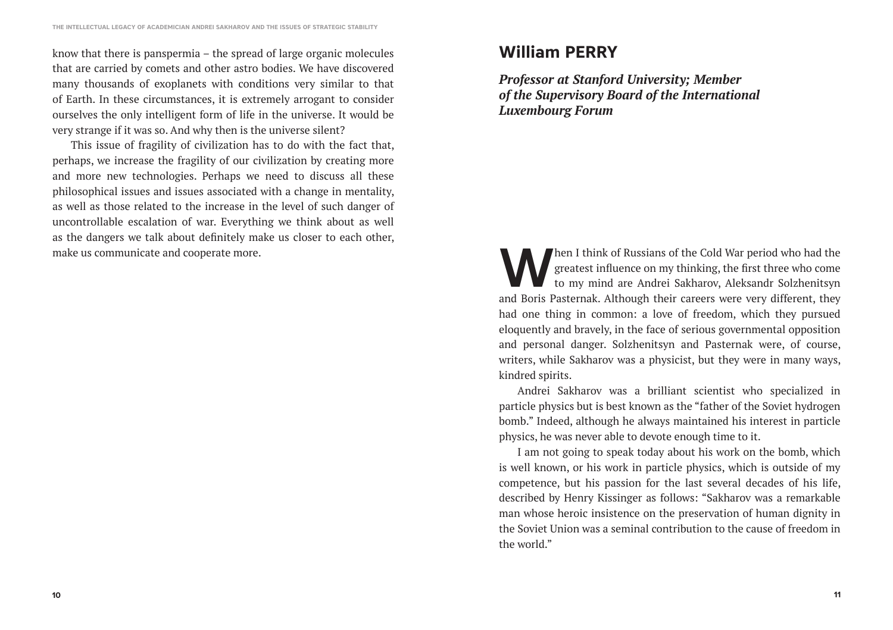know that there is panspermia – the spread of large organic molecules that are carried by comets and other astro bodies. We have discovered many thousands of exoplanets with conditions very similar to that of Earth. In these circumstances, it is extremely arrogant to consider ourselves the only intelligent form of life in the universe. It would be very strange if it was so. And why then is the universe silent?

This issue of fragility of civilization has to do with the fact that, perhaps, we increase the fragility of our civilization by creating more and more new technologies. Perhaps we need to discuss all these philosophical issues and issues associated with a change in mentality, as well as those related to the increase in the level of such danger of uncontrollable escalation of war. Everything we think about as well as the dangers we talk about definitely make us closer to each other, make us communicate and cooperate more.

## William PERRY

***Professor at Stanford University; Member of the Supervisory Board of the International Luxembourg Forum***

When I think of Russians of the Cold War period who had the greatest influence on my thinking, the first three who come to my mind are Andrei Sakharov, Aleksandr Solzhenitsyn and Boris Pasternak. Although their careers were very different, they had one thing in common: a love of freedom, which they pursued eloquently and bravely, in the face of serious governmental opposition and personal danger. Solzhenitsyn and Pasternak were, of course, writers, while Sakharov was a physicist, but they were in many ways, kindred spirits.

Andrei Sakharov was a brilliant scientist who specialized in particle physics but is best known as the "father of the Soviet hydrogen bomb." Indeed, although he always maintained his interest in particle physics, he was never able to devote enough time to it.

I am not going to speak today about his work on the bomb, which is well known, or his work in particle physics, which is outside of my competence, but his passion for the last several decades of his life, described by Henry Kissinger as follows: "Sakharov was a remarkable man whose heroic insistence on the preservation of human dignity in the Soviet Union was a seminal contribution to the cause of freedom in the world."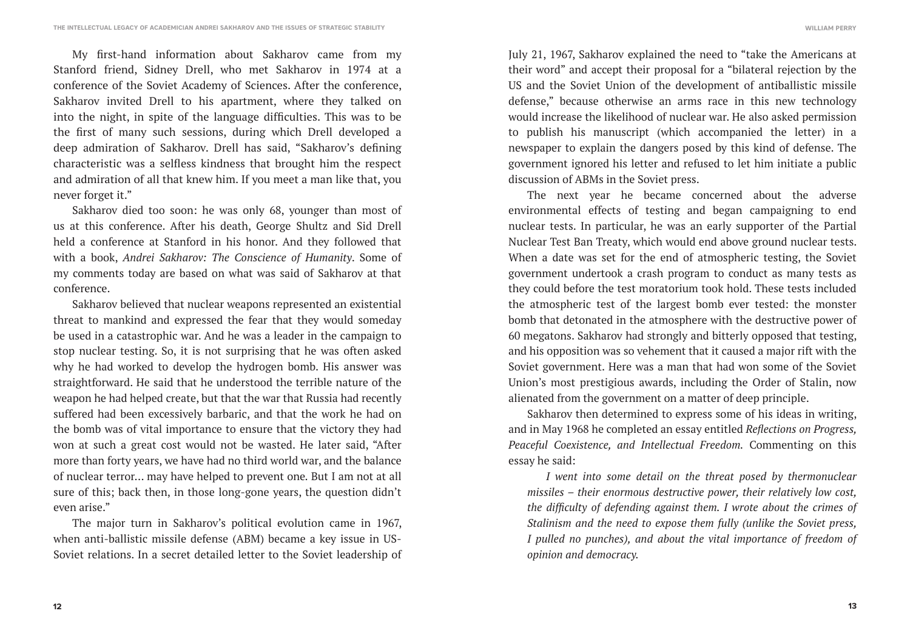My first-hand information about Sakharov came from my Stanford friend, Sidney Drell, who met Sakharov in 1974 at a conference of the Soviet Academy of Sciences. After the conference, Sakharov invited Drell to his apartment, where they talked on into the night, in spite of the language difficulties. This was to be the first of many such sessions, during which Drell developed a deep admiration of Sakharov. Drell has said, "Sakharov's defining characteristic was a selfless kindness that brought him the respect and admiration of all that knew him. If you meet a man like that, you never forget it."

Sakharov died too soon: he was only 68, younger than most of us at this conference. After his death, George Shultz and Sid Drell held a conference at Stanford in his honor. And they followed that with a book, *Andrei Sakharov: The Conscience of Humanity*. Some of my comments today are based on what was said of Sakharov at that conference.

Sakharov believed that nuclear weapons represented an existential threat to mankind and expressed the fear that they would someday be used in a catastrophic war. And he was a leader in the campaign to stop nuclear testing. So, it is not surprising that he was often asked why he had worked to develop the hydrogen bomb. His answer was straightforward. He said that he understood the terrible nature of the weapon he had helped create, but that the war that Russia had recently suffered had been excessively barbaric, and that the work he had on the bomb was of vital importance to ensure that the victory they had won at such a great cost would not be wasted. He later said, "After more than forty years, we have had no third world war, and the balance of nuclear terror... may have helped to prevent one. But I am not at all sure of this; back then, in those long-gone years, the question didn't even arise."

The major turn in Sakharov's political evolution came in 1967, when anti-ballistic missile defense (ABM) became a key issue in US-Soviet relations. In a secret detailed letter to the Soviet leadership of July 21, 1967, Sakharov explained the need to "take the Americans at their word" and accept their proposal for a "bilateral rejection by the US and the Soviet Union of the development of antiballistic missile defense," because otherwise an arms race in this new technology would increase the likelihood of nuclear war. He also asked permission to publish his manuscript (which accompanied the letter) in a newspaper to explain the dangers posed by this kind of defense. The government ignored his letter and refused to let him initiate a public discussion of ABMs in the Soviet press.

The next year he became concerned about the adverse environmental effects of testing and began campaigning to end nuclear tests. In particular, he was an early supporter of the Partial Nuclear Test Ban Treaty, which would end above ground nuclear tests. When a date was set for the end of atmospheric testing, the Soviet government undertook a crash program to conduct as many tests as they could before the test moratorium took hold. These tests included the atmospheric test of the largest bomb ever tested: the monster bomb that detonated in the atmosphere with the destructive power of 60 megatons. Sakharov had strongly and bitterly opposed that testing, and his opposition was so vehement that it caused a major rift with the Soviet government. Here was a man that had won some of the Soviet Union's most prestigious awards, including the Order of Stalin, now alienated from the government on a matter of deep principle.

Sakharov then determined to express some of his ideas in writing, and in May 1968 he completed an essay entitled *Reflections on Progress, Peaceful Coexistence, and Intellectual Freedom.* Commenting on this essay he said:

> *I went into some detail on the threat posed by thermonuclear missiles – their enormous destructive power, their relatively low cost, the difficulty of defending against them. I wrote about the crimes of Stalinism and the need to expose them fully (unlike the Soviet press, I pulled no punches), and about the vital importance of freedom of opinion and democracy.*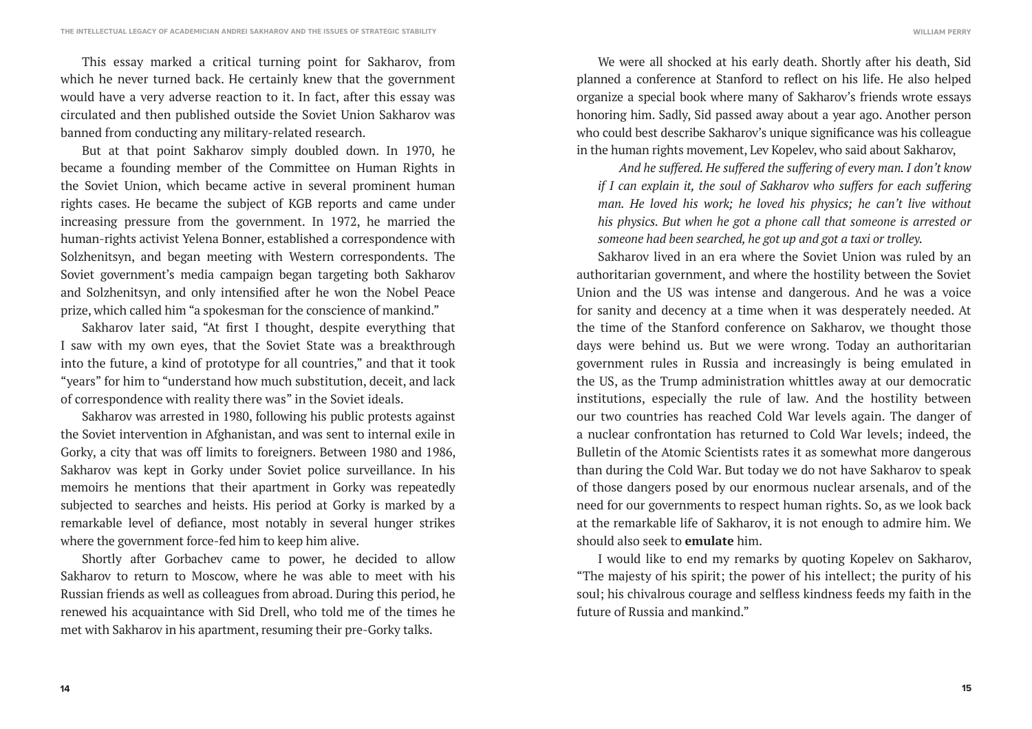This essay marked a critical turning point for Sakharov, from which he never turned back. He certainly knew that the government would have a very adverse reaction to it. In fact, after this essay was circulated and then published outside the Soviet Union Sakharov was banned from conducting any military-related research.

But at that point Sakharov simply doubled down. In 1970, he became a founding member of the Committee on Human Rights in the Soviet Union, which became active in several prominent human rights cases. He became the subject of KGB reports and came under increasing pressure from the government. In 1972, he married the human-rights activist Yelena Bonner, established a correspondence with Solzhenitsyn, and began meeting with Western correspondents. The Soviet government's media campaign began targeting both Sakharov and Solzhenitsyn, and only intensified after he won the Nobel Peace prize, which called him "a spokesman for the conscience of mankind."

Sakharov later said, "At first I thought, despite everything that I saw with my own eyes, that the Soviet State was a breakthrough into the future, a kind of prototype for all countries," and that it took "years" for him to "understand how much substitution, deceit, and lack of correspondence with reality there was" in the Soviet ideals.

Sakharov was arrested in 1980, following his public protests against the Soviet intervention in Afghanistan, and was sent to internal exile in Gorky, a city that was off limits to foreigners. Between 1980 and 1986, Sakharov was kept in Gorky under Soviet police surveillance. In his memoirs he mentions that their apartment in Gorky was repeatedly subjected to searches and heists. His period at Gorky is marked by a remarkable level of defiance, most notably in several hunger strikes where the government force-fed him to keep him alive.

Shortly after Gorbachev came to power, he decided to allow Sakharov to return to Moscow, where he was able to meet with his Russian friends as well as colleagues from abroad. During this period, he renewed his acquaintance with Sid Drell, who told me of the times he met with Sakharov in his apartment, resuming their pre-Gorky talks.

We were all shocked at his early death. Shortly after his death, Sid planned a conference at Stanford to reflect on his life. He also helped organize a special book where many of Sakharov's friends wrote essays honoring him. Sadly, Sid passed away about a year ago. Another person who could best describe Sakharov's unique significance was his colleague in the human rights movement, Lev Kopelev, who said about Sakharov,

> *And he suffered. He suffered the suffering of every man. I don't know if I can explain it, the soul of Sakharov who suffers for each suffering man. He loved his work; he loved his physics; he can't live without his physics. But when he got a phone call that someone is arrested or someone had been searched, he got up and got a taxi or trolley.*

Sakharov lived in an era where the Soviet Union was ruled by an authoritarian government, and where the hostility between the Soviet Union and the US was intense and dangerous. And he was a voice for sanity and decency at a time when it was desperately needed. At the time of the Stanford conference on Sakharov, we thought those days were behind us. But we were wrong. Today an authoritarian government rules in Russia and increasingly is being emulated in the US, as the Trump administration whittles away at our democratic institutions, especially the rule of law. And the hostility between our two countries has reached Cold War levels again. The danger of a nuclear confrontation has returned to Cold War levels; indeed, the Bulletin of the Atomic Scientists rates it as somewhat more dangerous than during the Cold War. But today we do not have Sakharov to speak of those dangers posed by our enormous nuclear arsenals, and of the need for our governments to respect human rights. So, as we look back at the remarkable life of Sakharov, it is not enough to admire him. We should also seek to **emulate** him.

I would like to end my remarks by quoting Kopelev on Sakharov, "The majesty of his spirit; the power of his intellect; the purity of his soul; his chivalrous courage and selfless kindness feeds my faith in the future of Russia and mankind."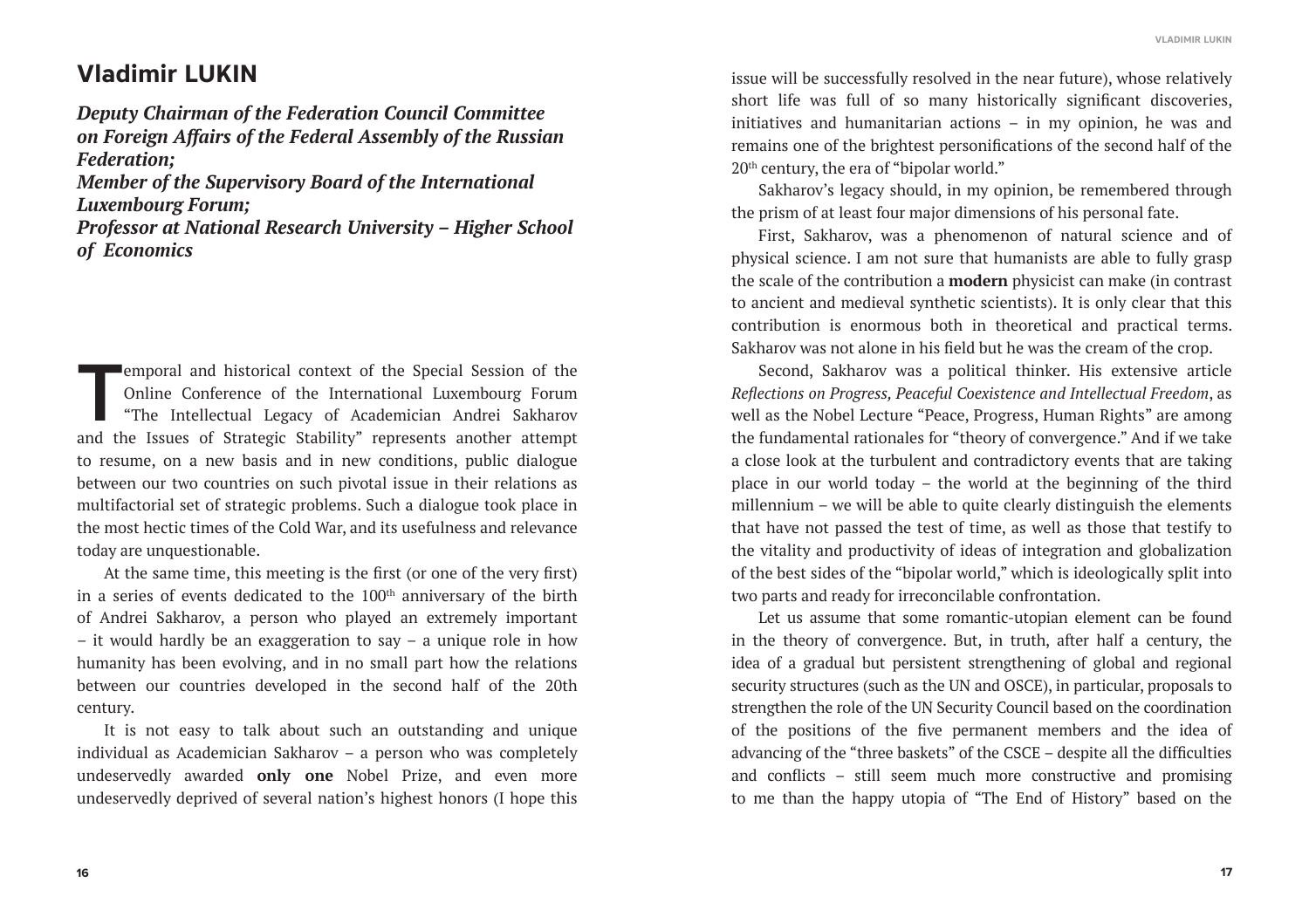## Vladimir LUKIN

***Deputy Chairman of the Federation Council Committee on Foreign Affairs of the Federal Assembly of the Russian Federation;***
***Member of the Supervisory Board of the International Luxembourg Forum;***
***Professor at National Research University – Higher School of Economics***

Temporal and historical context of the Special Session of the Online Conference of the International Luxembourg Forum "The Intellectual Legacy of Academician Andrei Sakharov and the Issues of Strategic Stability" represents another attempt to resume, on a new basis and in new conditions, public dialogue between our two countries on such pivotal issue in their relations as multifactorial set of strategic problems. Such a dialogue took place in the most hectic times of the Cold War, and its usefulness and relevance today are unquestionable.

At the same time, this meeting is the first (or one of the very first) in a series of events dedicated to the 100th anniversary of the birth of Andrei Sakharov, a person who played an extremely important – it would hardly be an exaggeration to say – a unique role in how humanity has been evolving, and in no small part how the relations between our countries developed in the second half of the 20th century.

It is not easy to talk about such an outstanding and unique individual as Academician Sakharov – a person who was completely undeservedly awarded **only one** Nobel Prize, and even more undeservedly deprived of several nation's highest honors (I hope this issue will be successfully resolved in the near future), whose relatively short life was full of so many historically significant discoveries, initiatives and humanitarian actions – in my opinion, he was and remains one of the brightest personifications of the second half of the 20th century, the era of "bipolar world."

Sakharov's legacy should, in my opinion, be remembered through the prism of at least four major dimensions of his personal fate.

First, Sakharov, was a phenomenon of natural science and of physical science. I am not sure that humanists are able to fully grasp the scale of the contribution a **modern** physicist can make (in contrast to ancient and medieval synthetic scientists). It is only clear that this contribution is enormous both in theoretical and practical terms. Sakharov was not alone in his field but he was the cream of the crop.

Second, Sakharov was a political thinker. His extensive article *Reflections on Progress, Peaceful Coexistence and Intellectual Freedom*, as well as the Nobel Lecture "Peace, Progress, Human Rights" are among the fundamental rationales for "theory of convergence." And if we take a close look at the turbulent and contradictory events that are taking place in our world today – the world at the beginning of the third millennium – we will be able to quite clearly distinguish the elements that have not passed the test of time, as well as those that testify to the vitality and productivity of ideas of integration and globalization of the best sides of the "bipolar world," which is ideologically split into two parts and ready for irreconcilable confrontation.

Let us assume that some romantic-utopian element can be found in the theory of convergence. But, in truth, after half a century, the idea of a gradual but persistent strengthening of global and regional security structures (such as the UN and OSCE), in particular, proposals to strengthen the role of the UN Security Council based on the coordination of the positions of the five permanent members and the idea of advancing of the "three baskets" of the CSCE – despite all the difficulties and conflicts – still seem much more constructive and promising to me than the happy utopia of "The End of History" based on the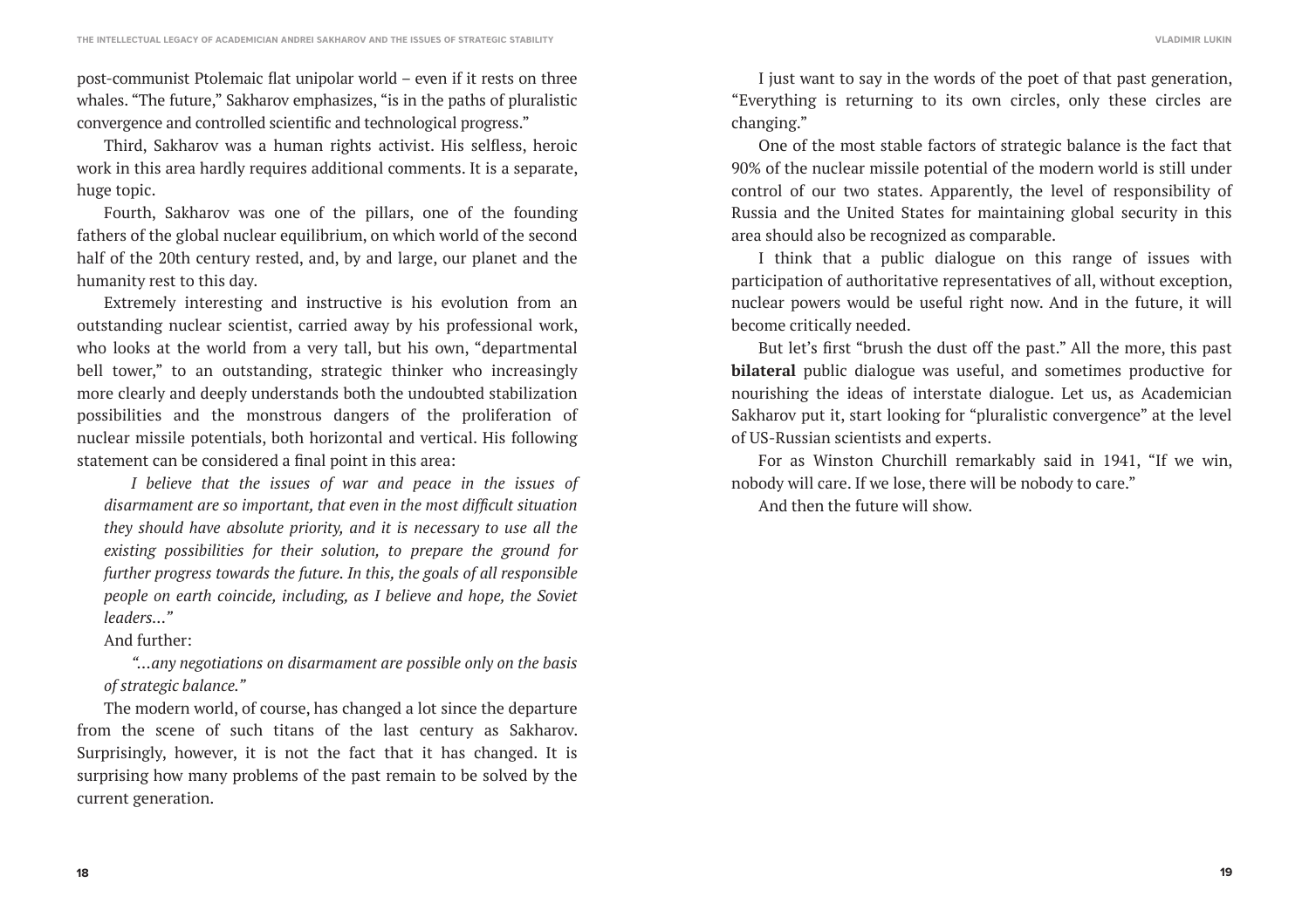post-communist Ptolemaic flat unipolar world – even if it rests on three whales. “The future,” Sakharov emphasizes, “is in the paths of pluralistic convergence and controlled scientific and technological progress.”

Third, Sakharov was a human rights activist. His selfless, heroic work in this area hardly requires additional comments. It is a separate, huge topic.

Fourth, Sakharov was one of the pillars, one of the founding fathers of the global nuclear equilibrium, on which world of the second half of the 20th century rested, and, by and large, our planet and the humanity rest to this day.

Extremely interesting and instructive is his evolution from an outstanding nuclear scientist, carried away by his professional work, who looks at the world from a very tall, but his own, “departmental bell tower,” to an outstanding, strategic thinker who increasingly more clearly and deeply understands both the undoubted stabilization possibilities and the monstrous dangers of the proliferation of nuclear missile potentials, both horizontal and vertical. His following statement can be considered a final point in this area:

> *I believe that the issues of war and peace in the issues of disarmament are so important, that even in the most difficult situation they should have absolute priority, and it is necessary to use all the existing possibilities for their solution, to prepare the ground for further progress towards the future. In this, the goals of all responsible people on earth coincide, including, as I believe and hope, the Soviet leaders…”*

And further:

> *“…any negotiations on disarmament are possible only on the basis of strategic balance.”*

The modern world, of course, has changed a lot since the departure from the scene of such titans of the last century as Sakharov. Surprisingly, however, it is not the fact that it has changed. It is surprising how many problems of the past remain to be solved by the current generation.

I just want to say in the words of the poet of that past generation, “Everything is returning to its own circles, only these circles are changing.”

One of the most stable factors of strategic balance is the fact that 90% of the nuclear missile potential of the modern world is still under control of our two states. Apparently, the level of responsibility of Russia and the United States for maintaining global security in this area should also be recognized as comparable.

I think that a public dialogue on this range of issues with participation of authoritative representatives of all, without exception, nuclear powers would be useful right now. And in the future, it will become critically needed.

But let’s first “brush the dust off the past.” All the more, this past **bilateral** public dialogue was useful, and sometimes productive for nourishing the ideas of interstate dialogue. Let us, as Academician Sakharov put it, start looking for “pluralistic convergence” at the level of US-Russian scientists and experts.

For as Winston Churchill remarkably said in 1941, “If we win, nobody will care. If we lose, there will be nobody to care.”

And then the future will show.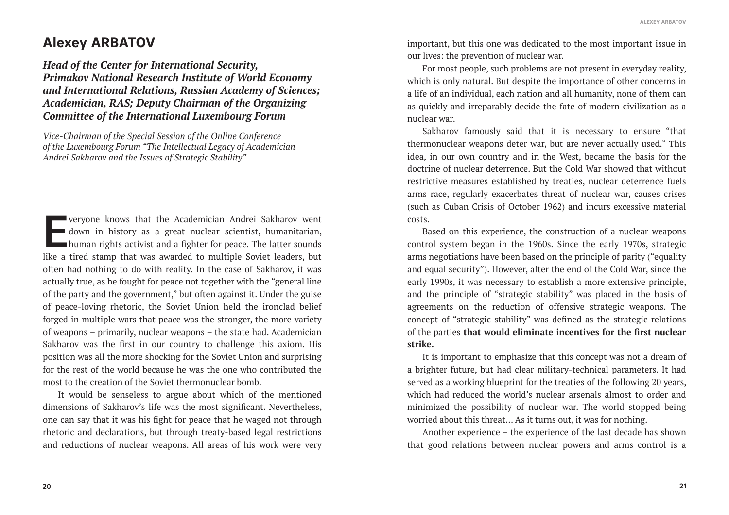## Alexey ARBATOV

***Head of the Center for International Security, Primakov National Research Institute of World Economy and International Relations, Russian Academy of Sciences; Academician, RAS; Deputy Chairman of the Organizing Committee of the International Luxembourg Forum***

*Vice-Chairman of the Special Session of the Online Conference of the Luxembourg Forum "The Intellectual Legacy of Academician Andrei Sakharov and the Issues of Strategic Stability"*

Everyone knows that the Academician Andrei Sakharov went down in history as a great nuclear scientist, humanitarian, human rights activist and a fighter for peace. The latter sounds like a tired stamp that was awarded to multiple Soviet leaders, but often had nothing to do with reality. In the case of Sakharov, it was actually true, as he fought for peace not together with the "general line of the party and the government," but often against it. Under the guise of peace-loving rhetoric, the Soviet Union held the ironclad belief forged in multiple wars that peace was the stronger, the more variety of weapons – primarily, nuclear weapons – the state had. Academician Sakharov was the first in our country to challenge this axiom. His position was all the more shocking for the Soviet Union and surprising for the rest of the world because he was the one who contributed the most to the creation of the Soviet thermonuclear bomb.

It would be senseless to argue about which of the mentioned dimensions of Sakharov's life was the most significant. Nevertheless, one can say that it was his fight for peace that he waged not through rhetoric and declarations, but through treaty-based legal restrictions and reductions of nuclear weapons. All areas of his work were very important, but this one was dedicated to the most important issue in our lives: the prevention of nuclear war.

For most people, such problems are not present in everyday reality, which is only natural. But despite the importance of other concerns in a life of an individual, each nation and all humanity, none of them can as quickly and irreparably decide the fate of modern civilization as a nuclear war.

Sakharov famously said that it is necessary to ensure "that thermonuclear weapons deter war, but are never actually used." This idea, in our own country and in the West, became the basis for the doctrine of nuclear deterrence. But the Cold War showed that without restrictive measures established by treaties, nuclear deterrence fuels arms race, regularly exacerbates threat of nuclear war, causes crises (such as Cuban Crisis of October 1962) and incurs excessive material costs.

Based on this experience, the construction of a nuclear weapons control system began in the 1960s. Since the early 1970s, strategic arms negotiations have been based on the principle of parity ("equality and equal security"). However, after the end of the Cold War, since the early 1990s, it was necessary to establish a more extensive principle, and the principle of "strategic stability" was placed in the basis of agreements on the reduction of offensive strategic weapons. The concept of "strategic stability" was defined as the strategic relations of the parties **that would eliminate incentives for the first nuclear strike.**

It is important to emphasize that this concept was not a dream of a brighter future, but had clear military-technical parameters. It had served as a working blueprint for the treaties of the following 20 years, which had reduced the world's nuclear arsenals almost to order and minimized the possibility of nuclear war. The world stopped being worried about this threat… As it turns out, it was for nothing.

Another experience – the experience of the last decade has shown that good relations between nuclear powers and arms control is a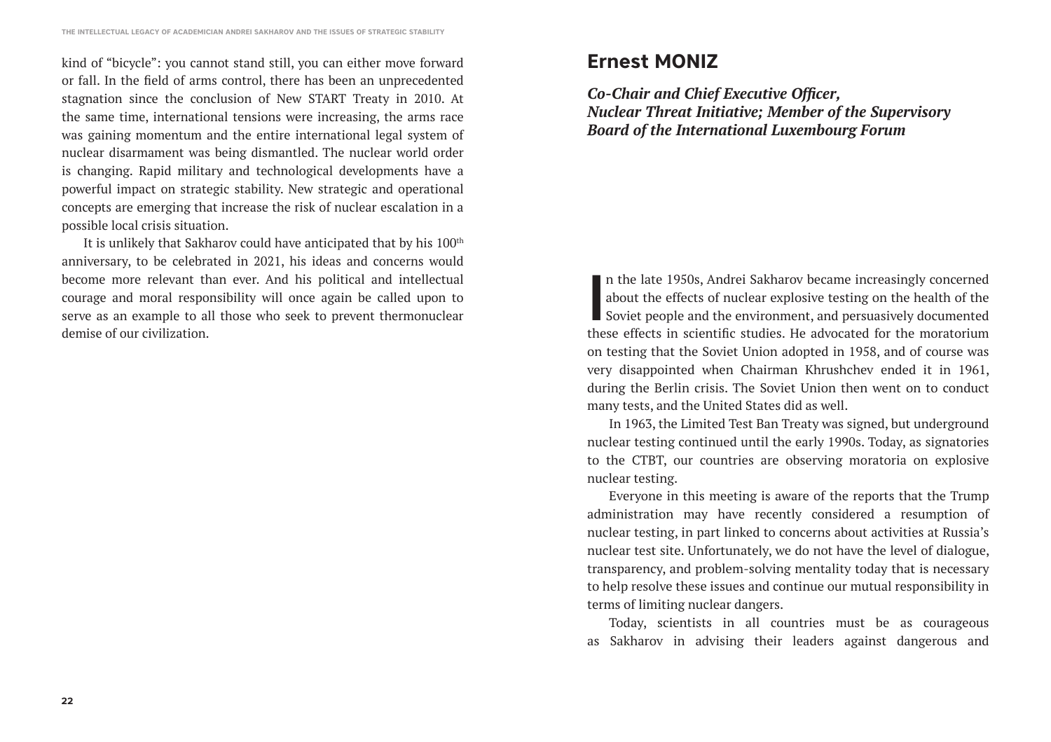kind of “bicycle”: you cannot stand still, you can either move forward or fall. In the field of arms control, there has been an unprecedented stagnation since the conclusion of New START Treaty in 2010. At the same time, international tensions were increasing, the arms race was gaining momentum and the entire international legal system of nuclear disarmament was being dismantled. The nuclear world order is changing. Rapid military and technological developments have a powerful impact on strategic stability. New strategic and operational concepts are emerging that increase the risk of nuclear escalation in a possible local crisis situation.

It is unlikely that Sakharov could have anticipated that by his 100th anniversary, to be celebrated in 2021, his ideas and concerns would become more relevant than ever. And his political and intellectual courage and moral responsibility will once again be called upon to serve as an example to all those who seek to prevent thermonuclear demise of our civilization.

## Ernest MONIZ

***Co-Chair and Chief Executive Officer, Nuclear Threat Initiative; Member of the Supervisory Board of the International Luxembourg Forum***

In the late 1950s, Andrei Sakharov became increasingly concerned about the effects of nuclear explosive testing on the health of the Soviet people and the environment, and persuasively documented these effects in scientific studies. He advocated for the moratorium on testing that the Soviet Union adopted in 1958, and of course was very disappointed when Chairman Khrushchev ended it in 1961, during the Berlin crisis. The Soviet Union then went on to conduct many tests, and the United States did as well.

In 1963, the Limited Test Ban Treaty was signed, but underground nuclear testing continued until the early 1990s. Today, as signatories to the CTBT, our countries are observing moratoria on explosive nuclear testing.

Everyone in this meeting is aware of the reports that the Trump administration may have recently considered a resumption of nuclear testing, in part linked to concerns about activities at Russia’s nuclear test site. Unfortunately, we do not have the level of dialogue, transparency, and problem-solving mentality today that is necessary to help resolve these issues and continue our mutual responsibility in terms of limiting nuclear dangers.

Today, scientists in all countries must be as courageous as Sakharov in advising their leaders against dangerous and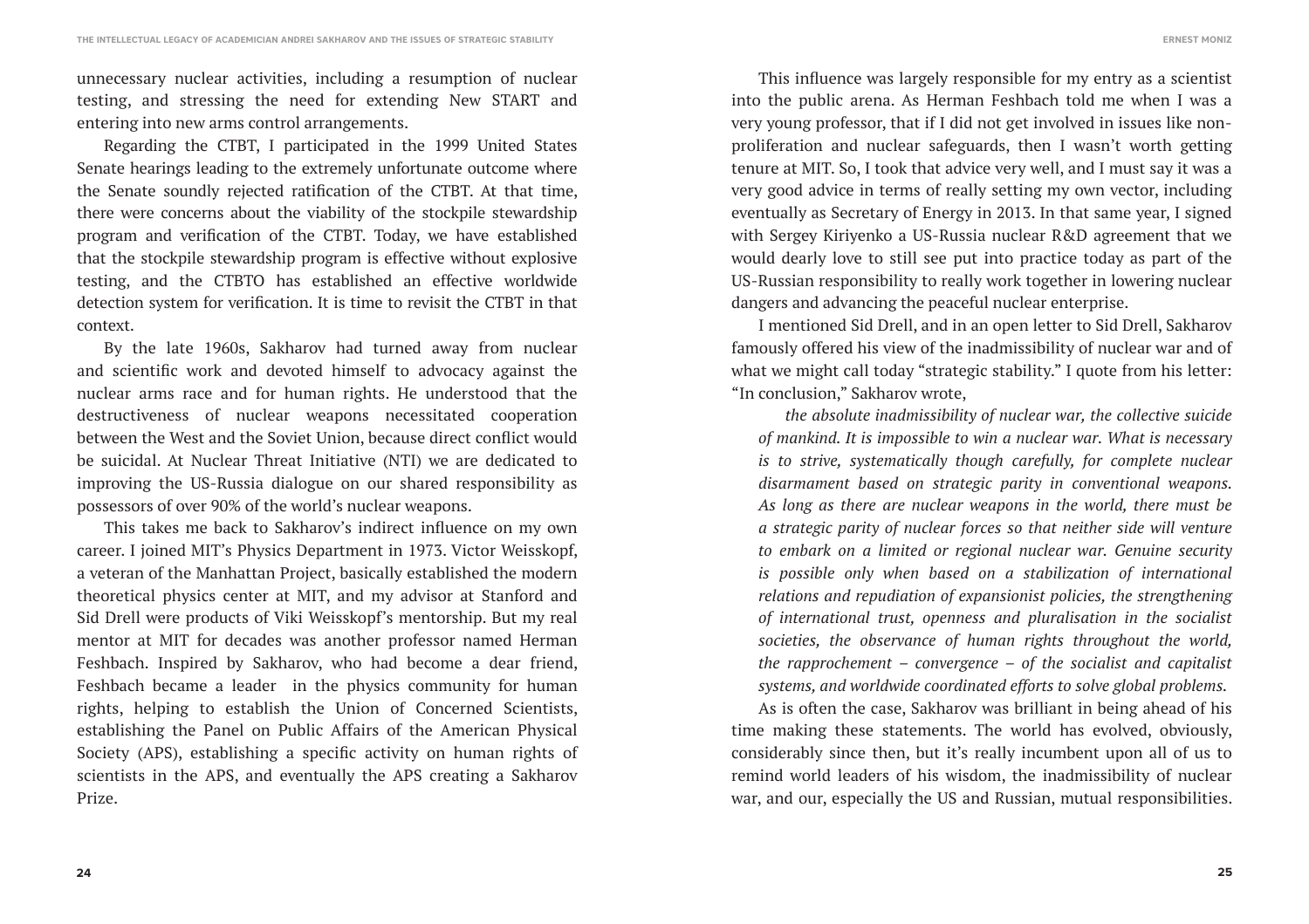unnecessary nuclear activities, including a resumption of nuclear testing, and stressing the need for extending New START and entering into new arms control arrangements.

Regarding the CTBT, I participated in the 1999 United States Senate hearings leading to the extremely unfortunate outcome where the Senate soundly rejected ratification of the CTBT. At that time, there were concerns about the viability of the stockpile stewardship program and verification of the CTBT. Today, we have established that the stockpile stewardship program is effective without explosive testing, and the CTBTO has established an effective worldwide detection system for verification. It is time to revisit the CTBT in that context.

By the late 1960s, Sakharov had turned away from nuclear and scientific work and devoted himself to advocacy against the nuclear arms race and for human rights. He understood that the destructiveness of nuclear weapons necessitated cooperation between the West and the Soviet Union, because direct conflict would be suicidal. At Nuclear Threat Initiative (NTI) we are dedicated to improving the US-Russia dialogue on our shared responsibility as possessors of over 90% of the world's nuclear weapons.

This takes me back to Sakharov's indirect influence on my own career. I joined MIT's Physics Department in 1973. Victor Weisskopf, a veteran of the Manhattan Project, basically established the modern theoretical physics center at MIT, and my advisor at Stanford and Sid Drell were products of Viki Weisskopf's mentorship. But my real mentor at MIT for decades was another professor named Herman Feshbach. Inspired by Sakharov, who had become a dear friend, Feshbach became a leader in the physics community for human rights, helping to establish the Union of Concerned Scientists, establishing the Panel on Public Affairs of the American Physical Society (APS), establishing a specific activity on human rights of scientists in the APS, and eventually the APS creating a Sakharov Prize.

This influence was largely responsible for my entry as a scientist into the public arena. As Herman Feshbach told me when I was a very young professor, that if I did not get involved in issues like non-proliferation and nuclear safeguards, then I wasn't worth getting tenure at MIT. So, I took that advice very well, and I must say it was a very good advice in terms of really setting my own vector, including eventually as Secretary of Energy in 2013. In that same year, I signed with Sergey Kiriyenko a US-Russia nuclear R&D agreement that we would dearly love to still see put into practice today as part of the US-Russian responsibility to really work together in lowering nuclear dangers and advancing the peaceful nuclear enterprise.

I mentioned Sid Drell, and in an open letter to Sid Drell, Sakharov famously offered his view of the inadmissibility of nuclear war and of what we might call today "strategic stability." I quote from his letter: "In conclusion," Sakharov wrote,

> *the absolute inadmissibility of nuclear war, the collective suicide of mankind. It is impossible to win a nuclear war. What is necessary is to strive, systematically though carefully, for complete nuclear disarmament based on strategic parity in conventional weapons. As long as there are nuclear weapons in the world, there must be a strategic parity of nuclear forces so that neither side will venture to embark on a limited or regional nuclear war. Genuine security is possible only when based on a stabilization of international relations and repudiation of expansionist policies, the strengthening of international trust, openness and pluralisation in the socialist societies, the observance of human rights throughout the world, the rapprochement – convergence – of the socialist and capitalist systems, and worldwide coordinated efforts to solve global problems.*

As is often the case, Sakharov was brilliant in being ahead of his time making these statements. The world has evolved, obviously, considerably since then, but it's really incumbent upon all of us to remind world leaders of his wisdom, the inadmissibility of nuclear war, and our, especially the US and Russian, mutual responsibilities.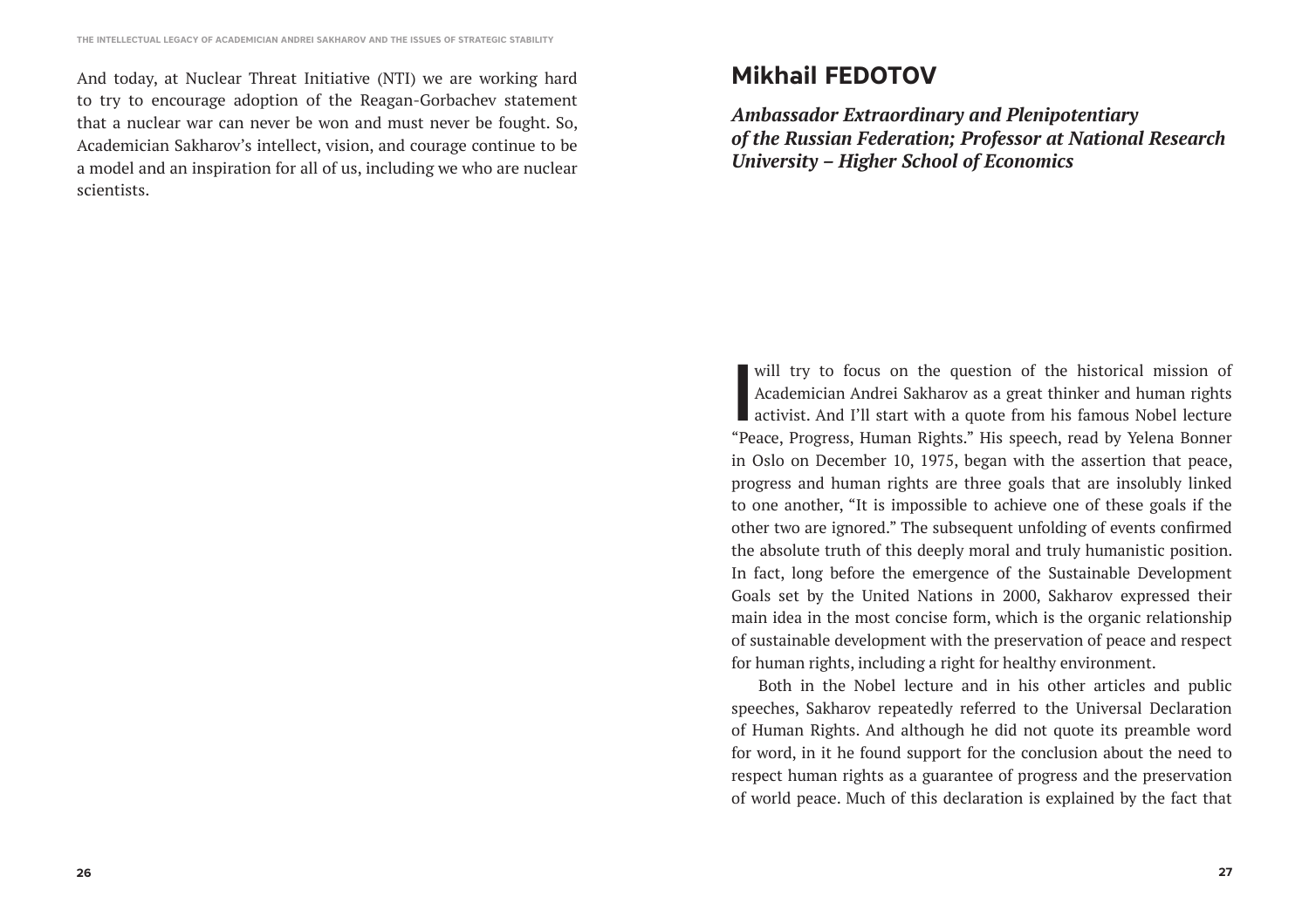And today, at Nuclear Threat Initiative (NTI) we are working hard to try to encourage adoption of the Reagan-Gorbachev statement that a nuclear war can never be won and must never be fought. So, Academician Sakharov's intellect, vision, and courage continue to be a model and an inspiration for all of us, including we who are nuclear scientists.

## Mikhail FEDOTOV

***Ambassador Extraordinary and Plenipotentiary of the Russian Federation; Professor at National Research University – Higher School of Economics***

I will try to focus on the question of the historical mission of Academician Andrei Sakharov as a great thinker and human rights activist. And I'll start with a quote from his famous Nobel lecture "Peace, Progress, Human Rights." His speech, read by Yelena Bonner in Oslo on December 10, 1975, began with the assertion that peace, progress and human rights are three goals that are insolubly linked to one another, "It is impossible to achieve one of these goals if the other two are ignored." The subsequent unfolding of events confirmed the absolute truth of this deeply moral and truly humanistic position. In fact, long before the emergence of the Sustainable Development Goals set by the United Nations in 2000, Sakharov expressed their main idea in the most concise form, which is the organic relationship of sustainable development with the preservation of peace and respect for human rights, including a right for healthy environment.

Both in the Nobel lecture and in his other articles and public speeches, Sakharov repeatedly referred to the Universal Declaration of Human Rights. And although he did not quote its preamble word for word, in it he found support for the conclusion about the need to respect human rights as a guarantee of progress and the preservation of world peace. Much of this declaration is explained by the fact that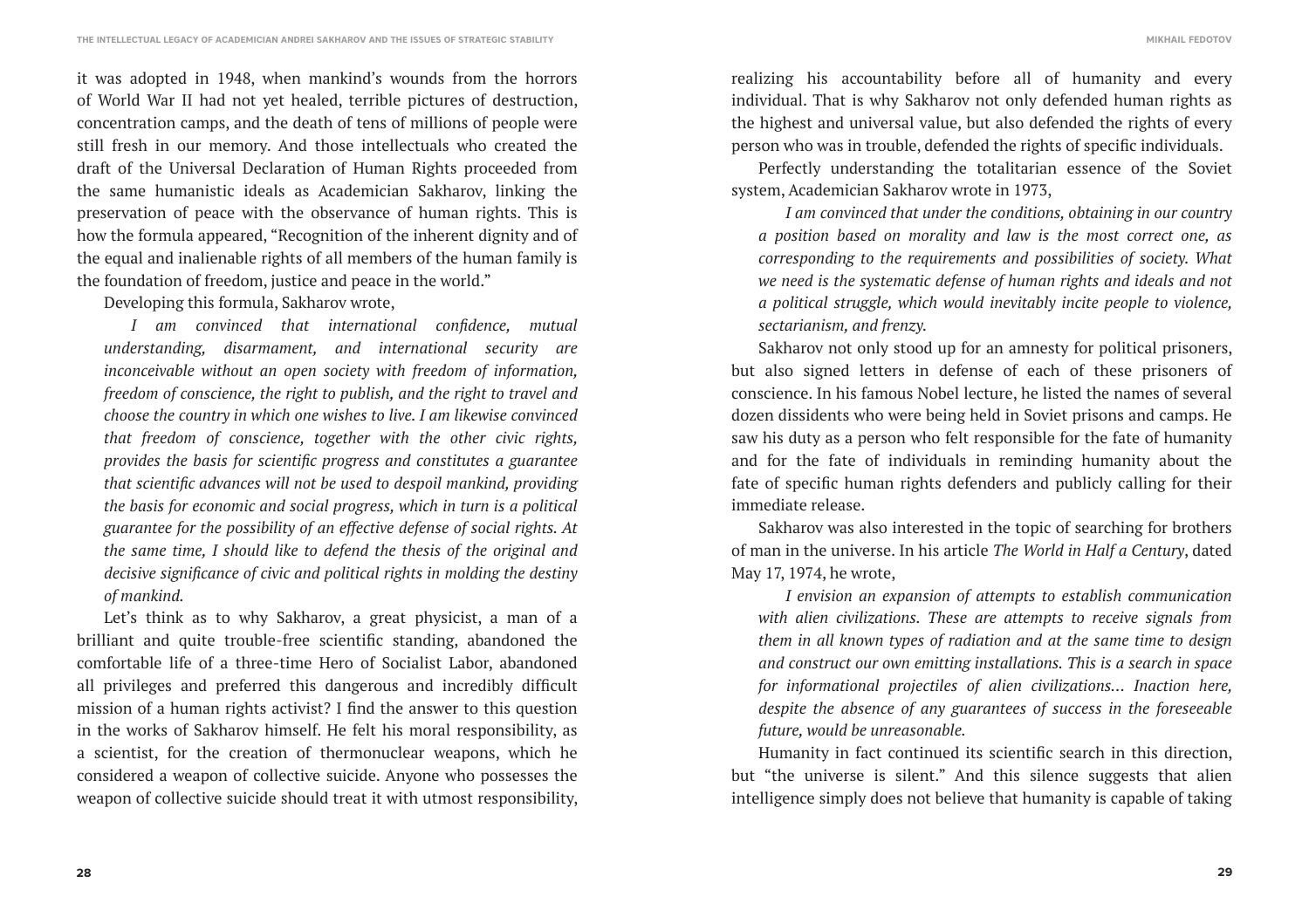it was adopted in 1948, when mankind's wounds from the horrors of World War II had not yet healed, terrible pictures of destruction, concentration camps, and the death of tens of millions of people were still fresh in our memory. And those intellectuals who created the draft of the Universal Declaration of Human Rights proceeded from the same humanistic ideals as Academician Sakharov, linking the preservation of peace with the observance of human rights. This is how the formula appeared, "Recognition of the inherent dignity and of the equal and inalienable rights of all members of the human family is the foundation of freedom, justice and peace in the world."

Developing this formula, Sakharov wrote,

> *I am convinced that international confidence, mutual understanding, disarmament, and international security are inconceivable without an open society with freedom of information, freedom of conscience, the right to publish, and the right to travel and choose the country in which one wishes to live. I am likewise convinced that freedom of conscience, together with the other civic rights, provides the basis for scientific progress and constitutes a guarantee that scientific advances will not be used to despoil mankind, providing the basis for economic and social progress, which in turn is a political guarantee for the possibility of an effective defense of social rights. At the same time, I should like to defend the thesis of the original and decisive significance of civic and political rights in molding the destiny of mankind.*

Let's think as to why Sakharov, a great physicist, a man of a brilliant and quite trouble-free scientific standing, abandoned the comfortable life of a three-time Hero of Socialist Labor, abandoned all privileges and preferred this dangerous and incredibly difficult mission of a human rights activist? I find the answer to this question in the works of Sakharov himself. He felt his moral responsibility, as a scientist, for the creation of thermonuclear weapons, which he considered a weapon of collective suicide. Anyone who possesses the weapon of collective suicide should treat it with utmost responsibility, realizing his accountability before all of humanity and every individual. That is why Sakharov not only defended human rights as the highest and universal value, but also defended the rights of every person who was in trouble, defended the rights of specific individuals.

Perfectly understanding the totalitarian essence of the Soviet system, Academician Sakharov wrote in 1973,

> *I am convinced that under the conditions, obtaining in our country a position based on morality and law is the most correct one, as corresponding to the requirements and possibilities of society. What we need is the systematic defense of human rights and ideals and not a political struggle, which would inevitably incite people to violence, sectarianism, and frenzy.*

Sakharov not only stood up for an amnesty for political prisoners, but also signed letters in defense of each of these prisoners of conscience. In his famous Nobel lecture, he listed the names of several dozen dissidents who were being held in Soviet prisons and camps. He saw his duty as a person who felt responsible for the fate of humanity and for the fate of individuals in reminding humanity about the fate of specific human rights defenders and publicly calling for their immediate release.

Sakharov was also interested in the topic of searching for brothers of man in the universe. In his article *The World in Half a Century*, dated May 17, 1974, he wrote,

> *I envision an expansion of attempts to establish communication with alien civilizations. These are attempts to receive signals from them in all known types of radiation and at the same time to design and construct our own emitting installations. This is a search in space for informational projectiles of alien civilizations… Inaction here, despite the absence of any guarantees of success in the foreseeable future, would be unreasonable.*

Humanity in fact continued its scientific search in this direction, but "the universe is silent." And this silence suggests that alien intelligence simply does not believe that humanity is capable of taking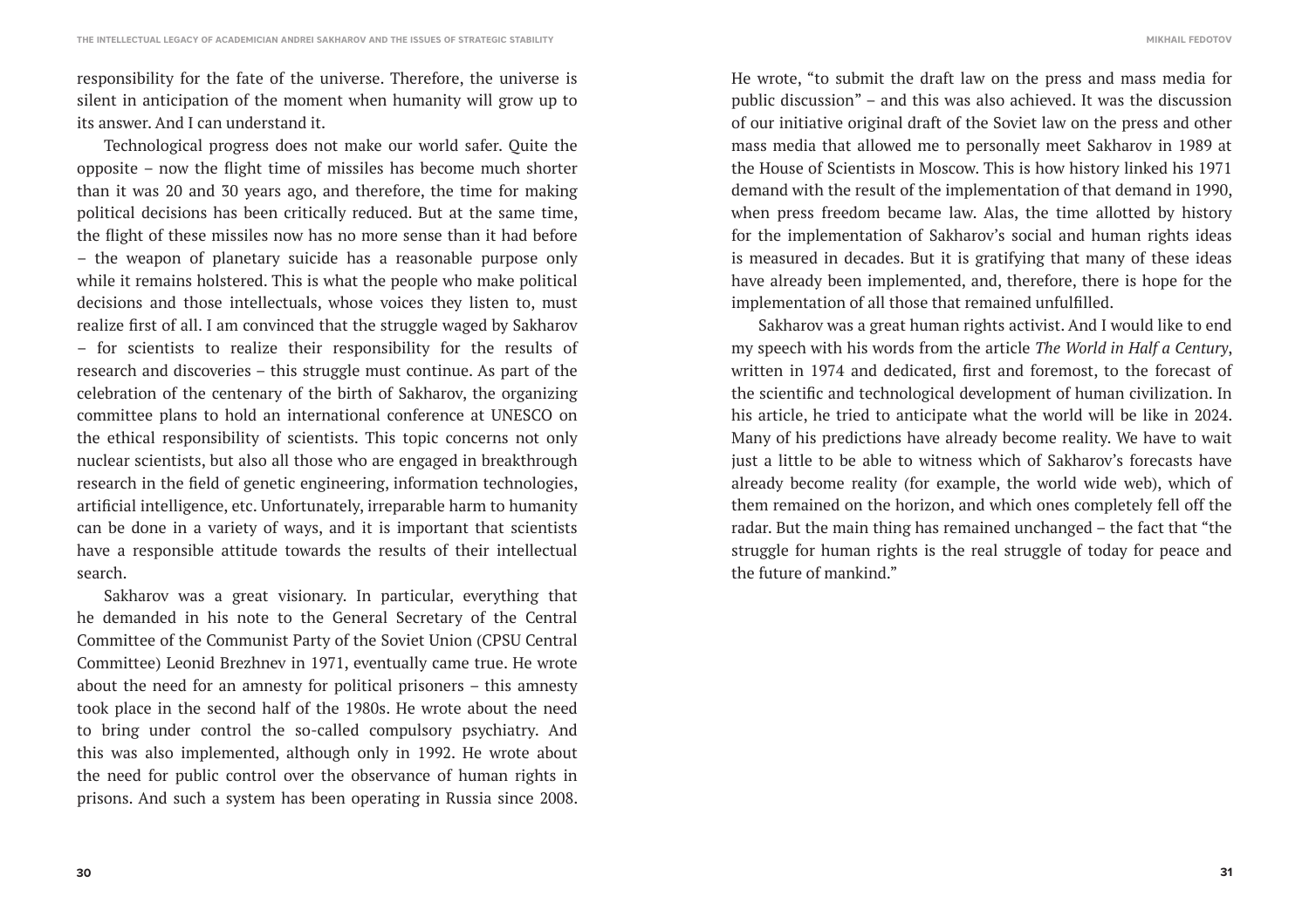responsibility for the fate of the universe. Therefore, the universe is silent in anticipation of the moment when humanity will grow up to its answer. And I can understand it.

Technological progress does not make our world safer. Quite the opposite – now the flight time of missiles has become much shorter than it was 20 and 30 years ago, and therefore, the time for making political decisions has been critically reduced. But at the same time, the flight of these missiles now has no more sense than it had before – the weapon of planetary suicide has a reasonable purpose only while it remains holstered. This is what the people who make political decisions and those intellectuals, whose voices they listen to, must realize first of all. I am convinced that the struggle waged by Sakharov – for scientists to realize their responsibility for the results of research and discoveries – this struggle must continue. As part of the celebration of the centenary of the birth of Sakharov, the organizing committee plans to hold an international conference at UNESCO on the ethical responsibility of scientists. This topic concerns not only nuclear scientists, but also all those who are engaged in breakthrough research in the field of genetic engineering, information technologies, artificial intelligence, etc. Unfortunately, irreparable harm to humanity can be done in a variety of ways, and it is important that scientists have a responsible attitude towards the results of their intellectual search.

Sakharov was a great visionary. In particular, everything that he demanded in his note to the General Secretary of the Central Committee of the Communist Party of the Soviet Union (CPSU Central Committee) Leonid Brezhnev in 1971, eventually came true. He wrote about the need for an amnesty for political prisoners – this amnesty took place in the second half of the 1980s. He wrote about the need to bring under control the so-called compulsory psychiatry. And this was also implemented, although only in 1992. He wrote about the need for public control over the observance of human rights in prisons. And such a system has been operating in Russia since 2008. He wrote, "to submit the draft law on the press and mass media for public discussion" – and this was also achieved. It was the discussion of our initiative original draft of the Soviet law on the press and other mass media that allowed me to personally meet Sakharov in 1989 at the House of Scientists in Moscow. This is how history linked his 1971 demand with the result of the implementation of that demand in 1990, when press freedom became law. Alas, the time allotted by history for the implementation of Sakharov's social and human rights ideas is measured in decades. But it is gratifying that many of these ideas have already been implemented, and, therefore, there is hope for the implementation of all those that remained unfulfilled.

Sakharov was a great human rights activist. And I would like to end my speech with his words from the article *The World in Half a Century*, written in 1974 and dedicated, first and foremost, to the forecast of the scientific and technological development of human civilization. In his article, he tried to anticipate what the world will be like in 2024. Many of his predictions have already become reality. We have to wait just a little to be able to witness which of Sakharov's forecasts have already become reality (for example, the world wide web), which of them remained on the horizon, and which ones completely fell off the radar. But the main thing has remained unchanged – the fact that "the struggle for human rights is the real struggle of today for peace and the future of mankind."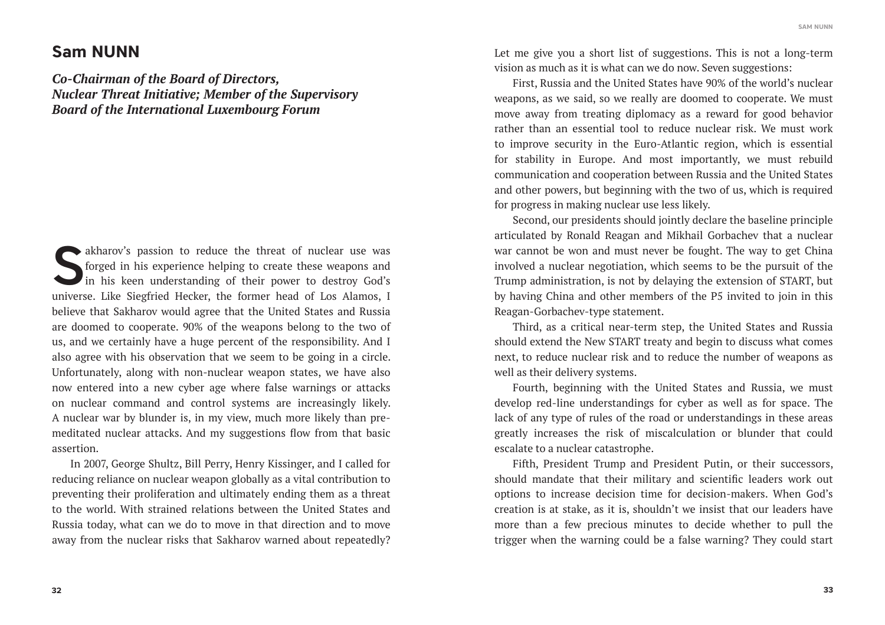## Sam NUNN

***Co-Chairman of the Board of Directors, Nuclear Threat Initiative; Member of the Supervisory Board of the International Luxembourg Forum***

Sakharov's passion to reduce the threat of nuclear use was forged in his experience helping to create these weapons and in his keen understanding of their power to destroy God's universe. Like Siegfried Hecker, the former head of Los Alamos, I believe that Sakharov would agree that the United States and Russia are doomed to cooperate. 90% of the weapons belong to the two of us, and we certainly have a huge percent of the responsibility. And I also agree with his observation that we seem to be going in a circle. Unfortunately, along with non-nuclear weapon states, we have also now entered into a new cyber age where false warnings or attacks on nuclear command and control systems are increasingly likely. A nuclear war by blunder is, in my view, much more likely than premeditated nuclear attacks. And my suggestions flow from that basic assertion.

In 2007, George Shultz, Bill Perry, Henry Kissinger, and I called for reducing reliance on nuclear weapon globally as a vital contribution to preventing their proliferation and ultimately ending them as a threat to the world. With strained relations between the United States and Russia today, what can we do to move in that direction and to move away from the nuclear risks that Sakharov warned about repeatedly?

Let me give you a short list of suggestions. This is not a long-term vision as much as it is what can we do now. Seven suggestions:

First, Russia and the United States have 90% of the world's nuclear weapons, as we said, so we really are doomed to cooperate. We must move away from treating diplomacy as a reward for good behavior rather than an essential tool to reduce nuclear risk. We must work to improve security in the Euro-Atlantic region, which is essential for stability in Europe. And most importantly, we must rebuild communication and cooperation between Russia and the United States and other powers, but beginning with the two of us, which is required for progress in making nuclear use less likely.

Second, our presidents should jointly declare the baseline principle articulated by Ronald Reagan and Mikhail Gorbachev that a nuclear war cannot be won and must never be fought. The way to get China involved a nuclear negotiation, which seems to be the pursuit of the Trump administration, is not by delaying the extension of START, but by having China and other members of the P5 invited to join in this Reagan-Gorbachev-type statement.

Third, as a critical near-term step, the United States and Russia should extend the New START treaty and begin to discuss what comes next, to reduce nuclear risk and to reduce the number of weapons as well as their delivery systems.

Fourth, beginning with the United States and Russia, we must develop red-line understandings for cyber as well as for space. The lack of any type of rules of the road or understandings in these areas greatly increases the risk of miscalculation or blunder that could escalate to a nuclear catastrophe.

Fifth, President Trump and President Putin, or their successors, should mandate that their military and scientific leaders work out options to increase decision time for decision-makers. When God's creation is at stake, as it is, shouldn't we insist that our leaders have more than a few precious minutes to decide whether to pull the trigger when the warning could be a false warning? They could start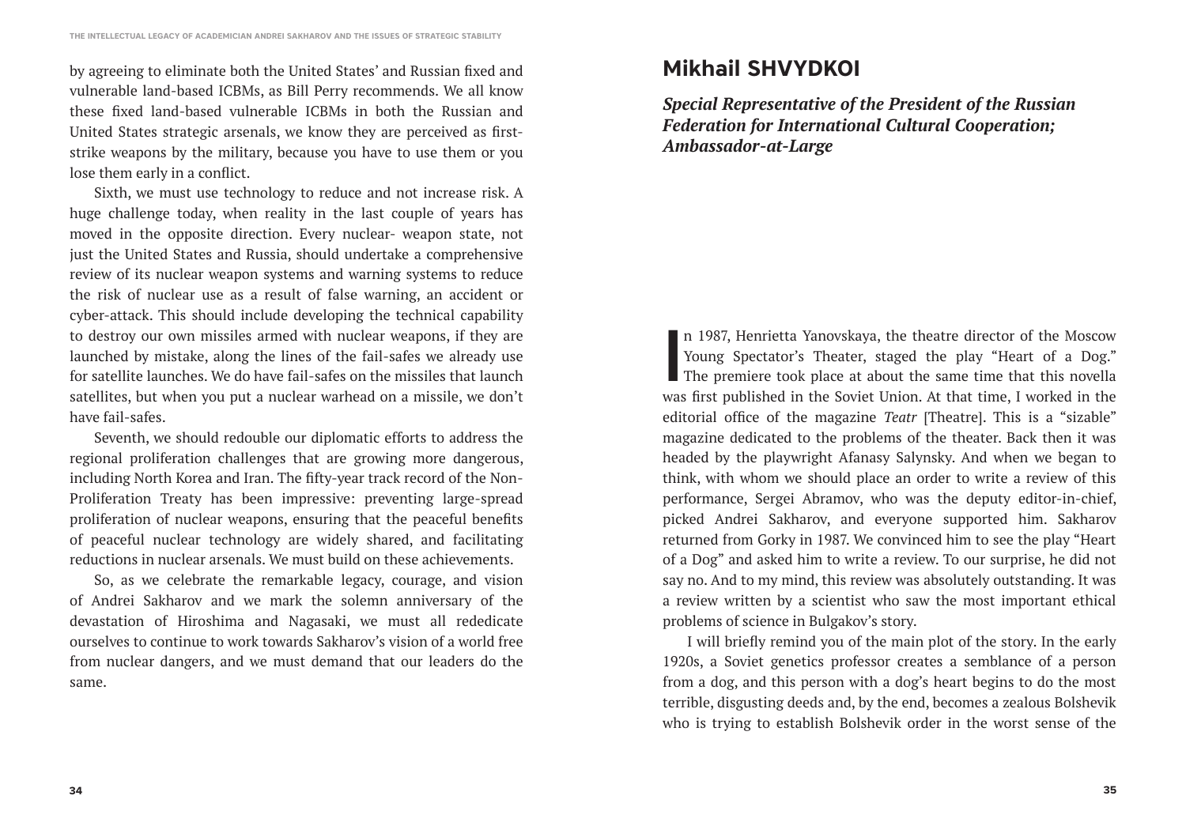by agreeing to eliminate both the United States' and Russian fixed and vulnerable land-based ICBMs, as Bill Perry recommends. We all know these fixed land-based vulnerable ICBMs in both the Russian and United States strategic arsenals, we know they are perceived as first-strike weapons by the military, because you have to use them or you lose them early in a conflict.

Sixth, we must use technology to reduce and not increase risk. A huge challenge today, when reality in the last couple of years has moved in the opposite direction. Every nuclear- weapon state, not just the United States and Russia, should undertake a comprehensive review of its nuclear weapon systems and warning systems to reduce the risk of nuclear use as a result of false warning, an accident or cyber-attack. This should include developing the technical capability to destroy our own missiles armed with nuclear weapons, if they are launched by mistake, along the lines of the fail-safes we already use for satellite launches. We do have fail-safes on the missiles that launch satellites, but when you put a nuclear warhead on a missile, we don't have fail-safes.

Seventh, we should redouble our diplomatic efforts to address the regional proliferation challenges that are growing more dangerous, including North Korea and Iran. The fifty-year track record of the Non-Proliferation Treaty has been impressive: preventing large-spread proliferation of nuclear weapons, ensuring that the peaceful benefits of peaceful nuclear technology are widely shared, and facilitating reductions in nuclear arsenals. We must build on these achievements.

So, as we celebrate the remarkable legacy, courage, and vision of Andrei Sakharov and we mark the solemn anniversary of the devastation of Hiroshima and Nagasaki, we must all rededicate ourselves to continue to work towards Sakharov's vision of a world free from nuclear dangers, and we must demand that our leaders do the same.

## Mikhail SHVYDKOI

***Special Representative of the President of the Russian Federation for International Cultural Cooperation; Ambassador-at-Large***

In 1987, Henrietta Yanovskaya, the theatre director of the Moscow Young Spectator's Theater, staged the play "Heart of a Dog." The premiere took place at about the same time that this novella was first published in the Soviet Union. At that time, I worked in the editorial office of the magazine *Teatr* [Theatre]. This is a "sizable" magazine dedicated to the problems of the theater. Back then it was headed by the playwright Afanasy Salynsky. And when we began to think, with whom we should place an order to write a review of this performance, Sergei Abramov, who was the deputy editor-in-chief, picked Andrei Sakharov, and everyone supported him. Sakharov returned from Gorky in 1987. We convinced him to see the play "Heart of a Dog" and asked him to write a review. To our surprise, he did not say no. And to my mind, this review was absolutely outstanding. It was a review written by a scientist who saw the most important ethical problems of science in Bulgakov's story.

I will briefly remind you of the main plot of the story. In the early 1920s, a Soviet genetics professor creates a semblance of a person from a dog, and this person with a dog's heart begins to do the most terrible, disgusting deeds and, by the end, becomes a zealous Bolshevik who is trying to establish Bolshevik order in the worst sense of the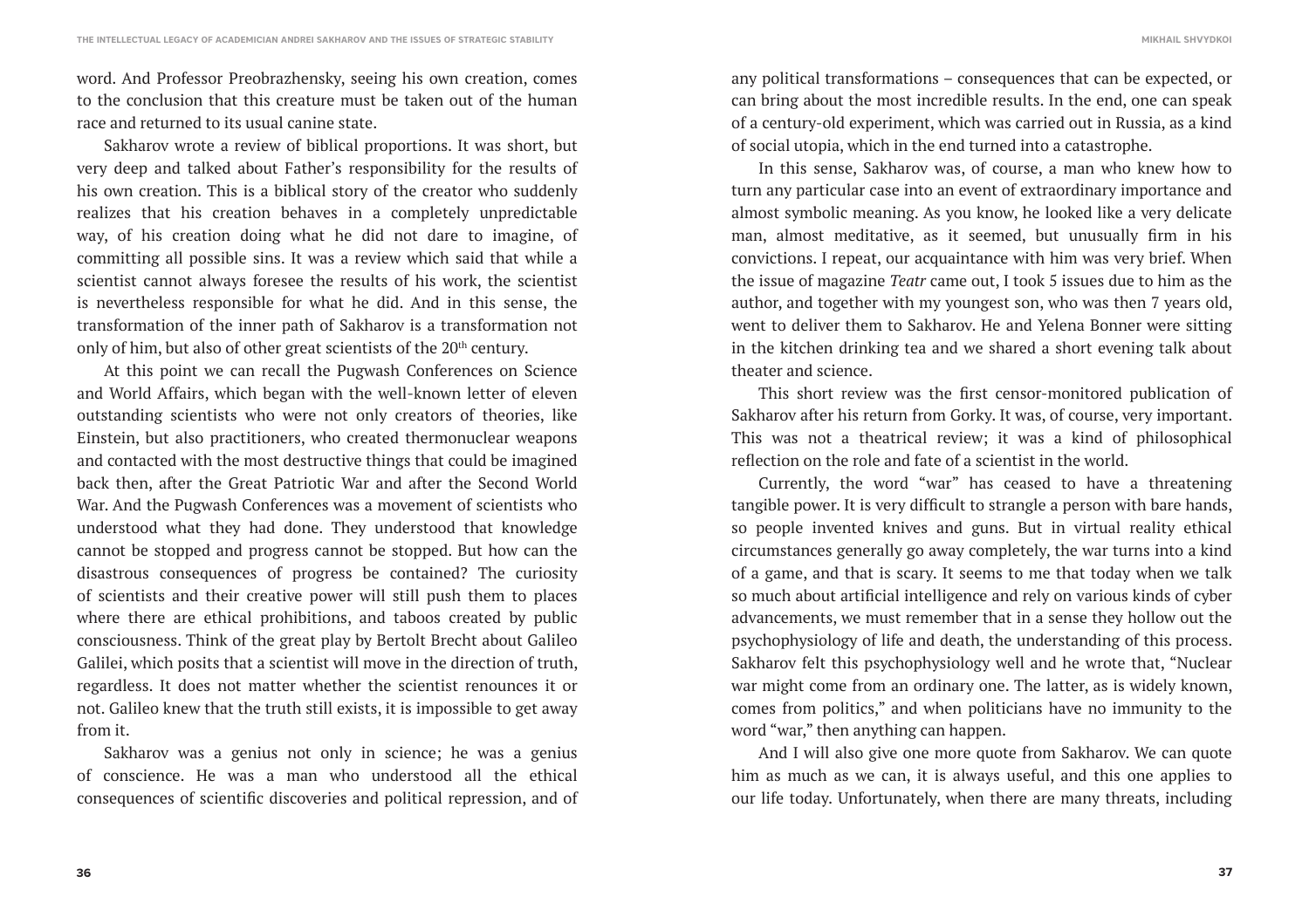word. And Professor Preobrazhensky, seeing his own creation, comes to the conclusion that this creature must be taken out of the human race and returned to its usual canine state.

Sakharov wrote a review of biblical proportions. It was short, but very deep and talked about Father's responsibility for the results of his own creation. This is a biblical story of the creator who suddenly realizes that his creation behaves in a completely unpredictable way, of his creation doing what he did not dare to imagine, of committing all possible sins. It was a review which said that while a scientist cannot always foresee the results of his work, the scientist is nevertheless responsible for what he did. And in this sense, the transformation of the inner path of Sakharov is a transformation not only of him, but also of other great scientists of the 20th century.

At this point we can recall the Pugwash Conferences on Science and World Affairs, which began with the well-known letter of eleven outstanding scientists who were not only creators of theories, like Einstein, but also practitioners, who created thermonuclear weapons and contacted with the most destructive things that could be imagined back then, after the Great Patriotic War and after the Second World War. And the Pugwash Conferences was a movement of scientists who understood what they had done. They understood that knowledge cannot be stopped and progress cannot be stopped. But how can the disastrous consequences of progress be contained? The curiosity of scientists and their creative power will still push them to places where there are ethical prohibitions, and taboos created by public consciousness. Think of the great play by Bertolt Brecht about Galileo Galilei, which posits that a scientist will move in the direction of truth, regardless. It does not matter whether the scientist renounces it or not. Galileo knew that the truth still exists, it is impossible to get away from it.

Sakharov was a genius not only in science; he was a genius of conscience. He was a man who understood all the ethical consequences of scientific discoveries and political repression, and of any political transformations – consequences that can be expected, or can bring about the most incredible results. In the end, one can speak of a century-old experiment, which was carried out in Russia, as a kind of social utopia, which in the end turned into a catastrophe.

In this sense, Sakharov was, of course, a man who knew how to turn any particular case into an event of extraordinary importance and almost symbolic meaning. As you know, he looked like a very delicate man, almost meditative, as it seemed, but unusually firm in his convictions. I repeat, our acquaintance with him was very brief. When the issue of magazine *Teatr* came out, I took 5 issues due to him as the author, and together with my youngest son, who was then 7 years old, went to deliver them to Sakharov. He and Yelena Bonner were sitting in the kitchen drinking tea and we shared a short evening talk about theater and science.

This short review was the first censor-monitored publication of Sakharov after his return from Gorky. It was, of course, very important. This was not a theatrical review; it was a kind of philosophical reflection on the role and fate of a scientist in the world.

Currently, the word "war" has ceased to have a threatening tangible power. It is very difficult to strangle a person with bare hands, so people invented knives and guns. But in virtual reality ethical circumstances generally go away completely, the war turns into a kind of a game, and that is scary. It seems to me that today when we talk so much about artificial intelligence and rely on various kinds of cyber advancements, we must remember that in a sense they hollow out the psychophysiology of life and death, the understanding of this process. Sakharov felt this psychophysiology well and he wrote that, "Nuclear war might come from an ordinary one. The latter, as is widely known, comes from politics," and when politicians have no immunity to the word "war," then anything can happen.

And I will also give one more quote from Sakharov. We can quote him as much as we can, it is always useful, and this one applies to our life today. Unfortunately, when there are many threats, including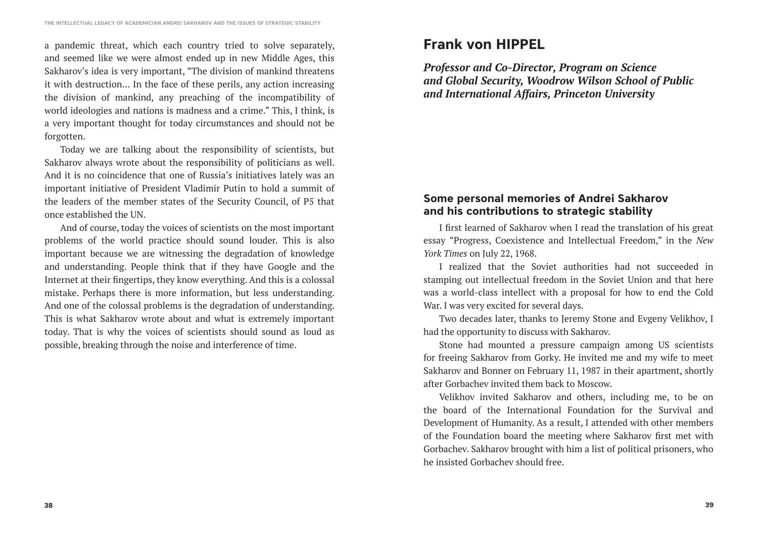a pandemic threat, which each country tried to solve separately, and seemed like we were almost ended up in new Middle Ages, this Sakharov's idea is very important, "The division of mankind threatens it with destruction… In the face of these perils, any action increasing the division of mankind, any preaching of the incompatibility of world ideologies and nations is madness and a crime." This, I think, is a very important thought for today circumstances and should not be forgotten.

Today we are talking about the responsibility of scientists, but Sakharov always wrote about the responsibility of politicians as well. And it is no coincidence that one of Russia's initiatives lately was an important initiative of President Vladimir Putin to hold a summit of the leaders of the member states of the Security Council, of P5 that once established the UN.

And of course, today the voices of scientists on the most important problems of the world practice should sound louder. This is also important because we are witnessing the degradation of knowledge and understanding. People think that if they have Google and the Internet at their fingertips, they know everything. And this is a colossal mistake. Perhaps there is more information, but less understanding. And one of the colossal problems is the degradation of understanding. This is what Sakharov wrote about and what is extremely important today. That is why the voices of scientists should sound as loud as possible, breaking through the noise and interference of time.

# Frank von HIPPEL

***Professor and Co-Director, Program on Science and Global Security, Woodrow Wilson School of Public and International Affairs, Princeton University***

## Some personal memories of Andrei Sakharov and his contributions to strategic stability

I first learned of Sakharov when I read the translation of his great essay "Progress, Coexistence and Intellectual Freedom," in the *New York Times* on July 22, 1968.

I realized that the Soviet authorities had not succeeded in stamping out intellectual freedom in the Soviet Union and that here was a world-class intellect with a proposal for how to end the Cold War. I was very excited for several days.

Two decades later, thanks to Jeremy Stone and Evgeny Velikhov, I had the opportunity to discuss with Sakharov.

Stone had mounted a pressure campaign among US scientists for freeing Sakharov from Gorky. He invited me and my wife to meet Sakharov and Bonner on February 11, 1987 in their apartment, shortly after Gorbachev invited them back to Moscow.

Velikhov invited Sakharov and others, including me, to be on the board of the International Foundation for the Survival and Development of Humanity. As a result, I attended with other members of the Foundation board the meeting where Sakharov first met with Gorbachev. Sakharov brought with him a list of political prisoners, who he insisted Gorbachev should free.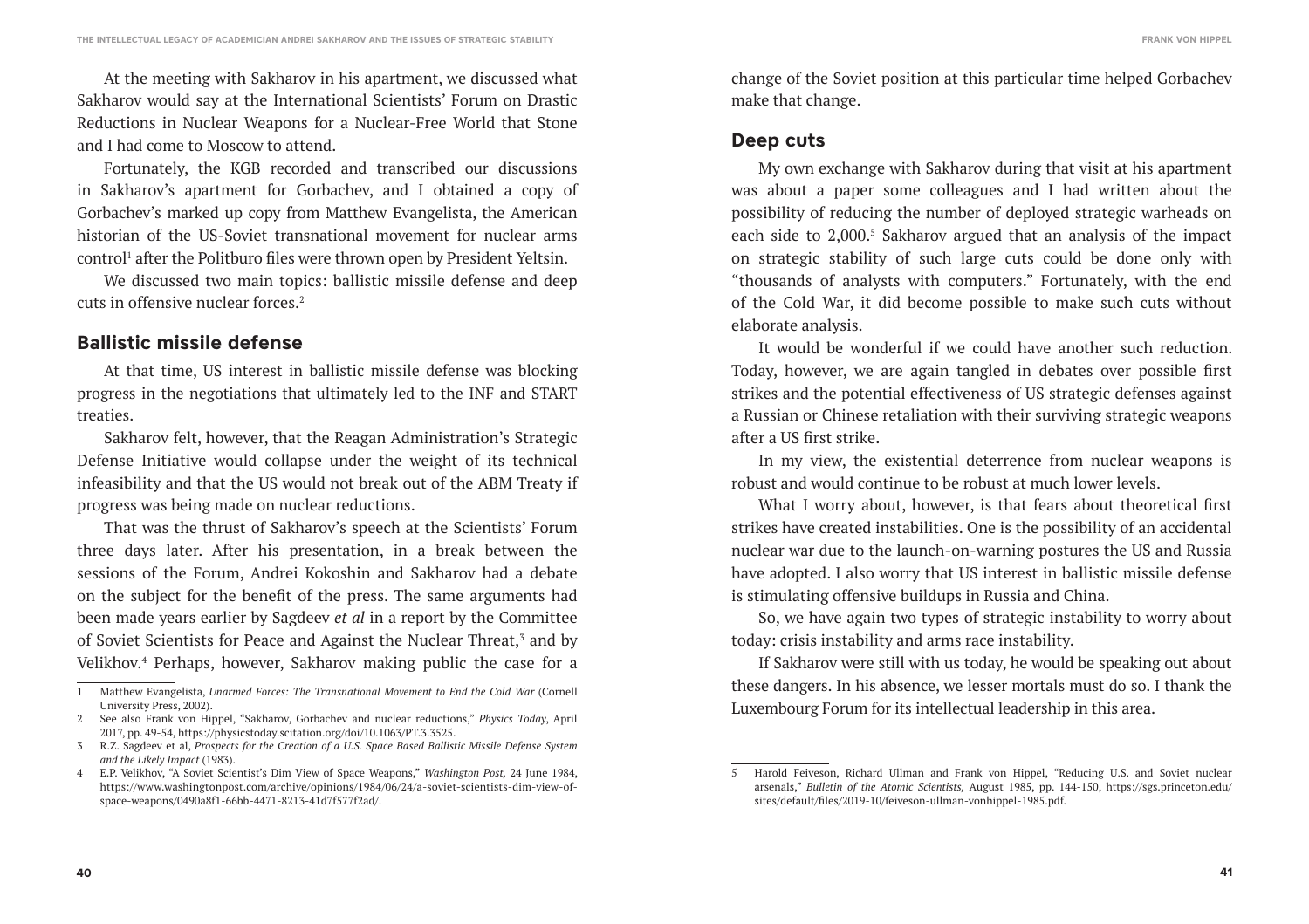At the meeting with Sakharov in his apartment, we discussed what Sakharov would say at the International Scientists' Forum on Drastic Reductions in Nuclear Weapons for a Nuclear-Free World that Stone and I had come to Moscow to attend.

Fortunately, the KGB recorded and transcribed our discussions in Sakharov's apartment for Gorbachev, and I obtained a copy of Gorbachev's marked up copy from Matthew Evangelista, the American historian of the US-Soviet transnational movement for nuclear arms control[1] after the Politburo files were thrown open by President Yeltsin.

We discussed two main topics: ballistic missile defense and deep cuts in offensive nuclear forces.[2]

## Ballistic missile defense

At that time, US interest in ballistic missile defense was blocking progress in the negotiations that ultimately led to the INF and START treaties.

Sakharov felt, however, that the Reagan Administration's Strategic Defense Initiative would collapse under the weight of its technical infeasibility and that the US would not break out of the ABM Treaty if progress was being made on nuclear reductions.

That was the thrust of Sakharov's speech at the Scientists' Forum three days later. After his presentation, in a break between the sessions of the Forum, Andrei Kokoshin and Sakharov had a debate on the subject for the benefit of the press. The same arguments had been made years earlier by Sagdeev *et al* in a report by the Committee of Soviet Scientists for Peace and Against the Nuclear Threat,[3] and by Velikhov.[4] Perhaps, however, Sakharov making public the case for a change of the Soviet position at this particular time helped Gorbachev make that change.

## Deep cuts

My own exchange with Sakharov during that visit at his apartment was about a paper some colleagues and I had written about the possibility of reducing the number of deployed strategic warheads on each side to 2,000.[5] Sakharov argued that an analysis of the impact on strategic stability of such large cuts could be done only with "thousands of analysts with computers." Fortunately, with the end of the Cold War, it did become possible to make such cuts without elaborate analysis.

It would be wonderful if we could have another such reduction. Today, however, we are again tangled in debates over possible first strikes and the potential effectiveness of US strategic defenses against a Russian or Chinese retaliation with their surviving strategic weapons after a US first strike.

In my view, the existential deterrence from nuclear weapons is robust and would continue to be robust at much lower levels.

What I worry about, however, is that fears about theoretical first strikes have created instabilities. One is the possibility of an accidental nuclear war due to the launch-on-warning postures the US and Russia have adopted. I also worry that US interest in ballistic missile defense is stimulating offensive buildups in Russia and China.

So, we have again two types of strategic instability to worry about today: crisis instability and arms race instability.

If Sakharov were still with us today, he would be speaking out about these dangers. In his absence, we lesser mortals must do so. I thank the Luxembourg Forum for its intellectual leadership in this area.

---

1 Matthew Evangelista, *Unarmed Forces: The Transnational Movement to End the Cold War* (Cornell University Press, 2002).

2 See also Frank von Hippel, "Sakharov, Gorbachev and nuclear reductions," *Physics Today*, April 2017, pp. 49-54, https://physicstoday.scitation.org/doi/10.1063/PT.3.3525.

3 R.Z. Sagdeev et al, *Prospects for the Creation of a U.S. Space Based Ballistic Missile Defense System and the Likely Impact* (1983).

4 E.P. Velikhov, "A Soviet Scientist's Dim View of Space Weapons," *Washington Post,* 24 June 1984, https://www.washingtonpost.com/archive/opinions/1984/06/24/a-soviet-scientists-dim-view-of-space-weapons/0490a8f1-66bb-4471-8213-41d7f577f2ad/.

5 Harold Feiveson, Richard Ullman and Frank von Hippel, "Reducing U.S. and Soviet nuclear arsenals," *Bulletin of the Atomic Scientists,* August 1985, pp. 144-150, https://sgs.princeton.edu/sites/default/files/2019-10/feiveson-ullman-vonhippel-1985.pdf.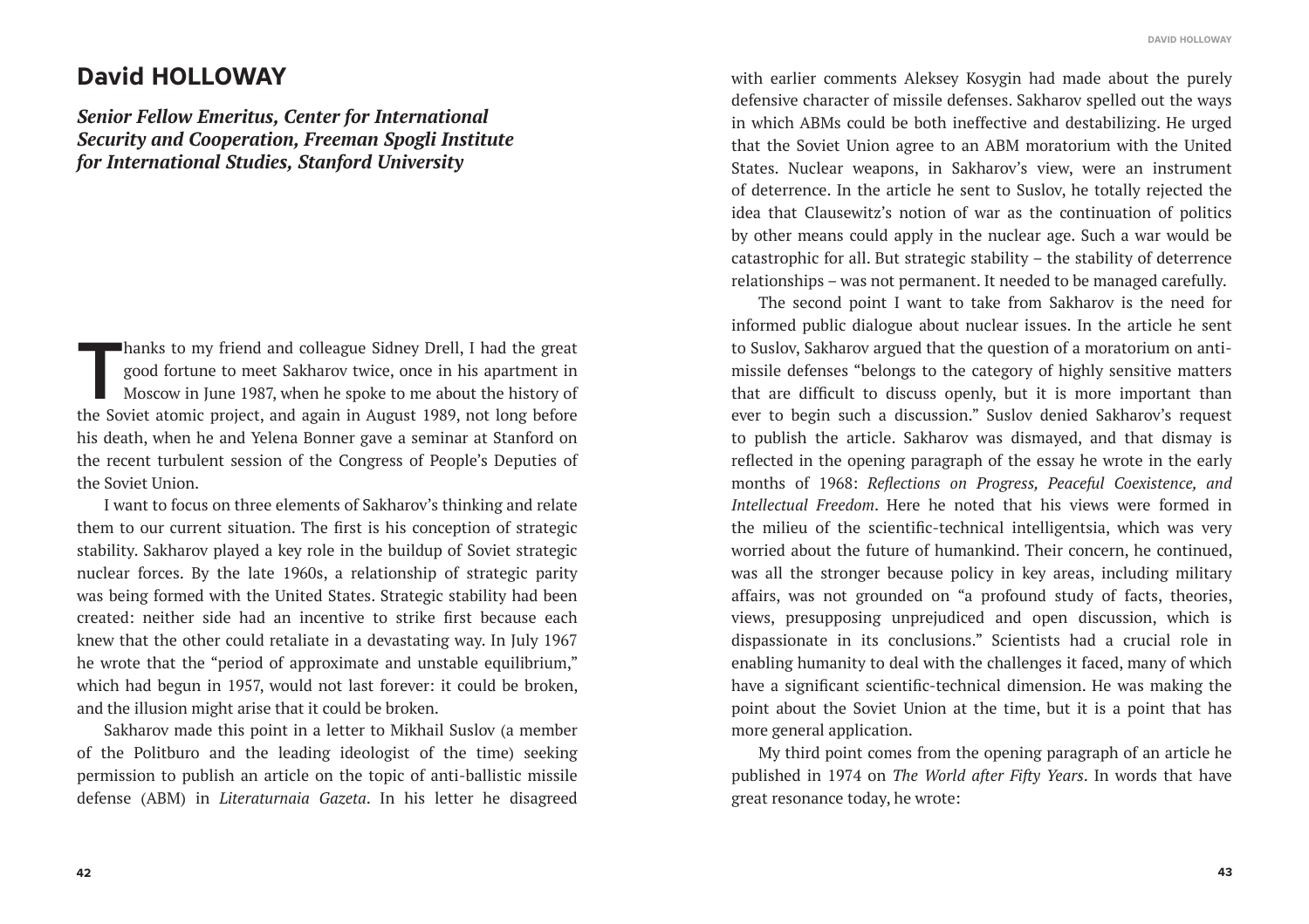# David HOLLOWAY

***Senior Fellow Emeritus, Center for International Security and Cooperation, Freeman Spogli Institute for International Studies, Stanford University***

Thanks to my friend and colleague Sidney Drell, I had the great good fortune to meet Sakharov twice, once in his apartment in Moscow in June 1987, when he spoke to me about the history of the Soviet atomic project, and again in August 1989, not long before his death, when he and Yelena Bonner gave a seminar at Stanford on the recent turbulent session of the Congress of People's Deputies of the Soviet Union.

I want to focus on three elements of Sakharov's thinking and relate them to our current situation. The first is his conception of strategic stability. Sakharov played a key role in the buildup of Soviet strategic nuclear forces. By the late 1960s, a relationship of strategic parity was being formed with the United States. Strategic stability had been created: neither side had an incentive to strike first because each knew that the other could retaliate in a devastating way. In July 1967 he wrote that the "period of approximate and unstable equilibrium," which had begun in 1957, would not last forever: it could be broken, and the illusion might arise that it could be broken.

Sakharov made this point in a letter to Mikhail Suslov (a member of the Politburo and the leading ideologist of the time) seeking permission to publish an article on the topic of anti-ballistic missile defense (ABM) in *Literaturnaia Gazeta*. In his letter he disagreed with earlier comments Aleksey Kosygin had made about the purely defensive character of missile defenses. Sakharov spelled out the ways in which ABMs could be both ineffective and destabilizing. He urged that the Soviet Union agree to an ABM moratorium with the United States. Nuclear weapons, in Sakharov's view, were an instrument of deterrence. In the article he sent to Suslov, he totally rejected the idea that Clausewitz's notion of war as the continuation of politics by other means could apply in the nuclear age. Such a war would be catastrophic for all. But strategic stability – the stability of deterrence relationships – was not permanent. It needed to be managed carefully.

The second point I want to take from Sakharov is the need for informed public dialogue about nuclear issues. In the article he sent to Suslov, Sakharov argued that the question of a moratorium on anti-missile defenses "belongs to the category of highly sensitive matters that are difficult to discuss openly, but it is more important than ever to begin such a discussion." Suslov denied Sakharov's request to publish the article. Sakharov was dismayed, and that dismay is reflected in the opening paragraph of the essay he wrote in the early months of 1968: *Reflections on Progress, Peaceful Coexistence, and Intellectual Freedom*. Here he noted that his views were formed in the milieu of the scientific-technical intelligentsia, which was very worried about the future of humankind. Their concern, he continued, was all the stronger because policy in key areas, including military affairs, was not grounded on "a profound study of facts, theories, views, presupposing unprejudiced and open discussion, which is dispassionate in its conclusions." Scientists had a crucial role in enabling humanity to deal with the challenges it faced, many of which have a significant scientific-technical dimension. He was making the point about the Soviet Union at the time, but it is a point that has more general application.

My third point comes from the opening paragraph of an article he published in 1974 on *The World after Fifty Years*. In words that have great resonance today, he wrote: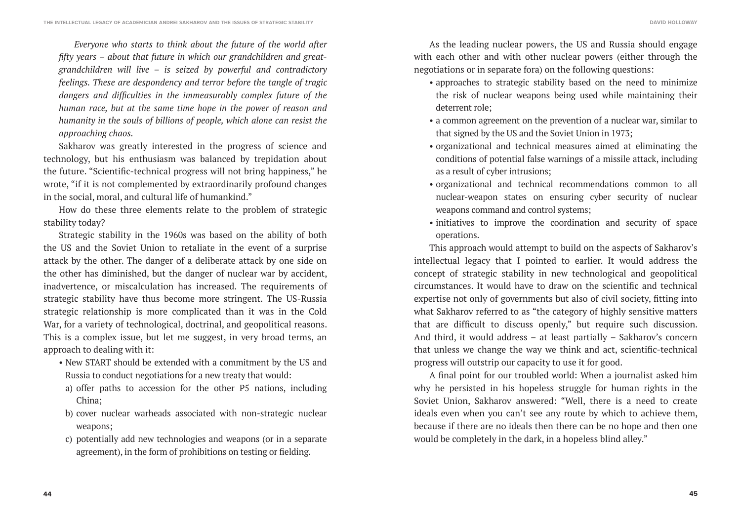*Everyone who starts to think about the future of the world after fifty years – about that future in which our grandchildren and great-grandchildren will live – is seized by powerful and contradictory feelings. These are despondency and terror before the tangle of tragic dangers and difficulties in the immeasurably complex future of the human race, but at the same time hope in the power of reason and humanity in the souls of billions of people, which alone can resist the approaching chaos.*

Sakharov was greatly interested in the progress of science and technology, but his enthusiasm was balanced by trepidation about the future. "Scientific-technical progress will not bring happiness," he wrote, "if it is not complemented by extraordinarily profound changes in the social, moral, and cultural life of humankind."

How do these three elements relate to the problem of strategic stability today?

Strategic stability in the 1960s was based on the ability of both the US and the Soviet Union to retaliate in the event of a surprise attack by the other. The danger of a deliberate attack by one side on the other has diminished, but the danger of nuclear war by accident, inadvertence, or miscalculation has increased. The requirements of strategic stability have thus become more stringent. The US-Russia strategic relationship is more complicated than it was in the Cold War, for a variety of technological, doctrinal, and geopolitical reasons. This is a complex issue, but let me suggest, in very broad terms, an approach to dealing with it:

- New START should be extended with a commitment by the US and Russia to conduct negotiations for a new treaty that would:
  a) offer paths to accession for the other P5 nations, including China;
  b) cover nuclear warheads associated with non-strategic nuclear weapons;
  c) potentially add new technologies and weapons (or in a separate agreement), in the form of prohibitions on testing or fielding.

As the leading nuclear powers, the US and Russia should engage with each other and with other nuclear powers (either through the negotiations or in separate fora) on the following questions:

- approaches to strategic stability based on the need to minimize the risk of nuclear weapons being used while maintaining their deterrent role;
- a common agreement on the prevention of a nuclear war, similar to that signed by the US and the Soviet Union in 1973;
- organizational and technical measures aimed at eliminating the conditions of potential false warnings of a missile attack, including as a result of cyber intrusions;
- organizational and technical recommendations common to all nuclear-weapon states on ensuring cyber security of nuclear weapons command and control systems;
- initiatives to improve the coordination and security of space operations.

This approach would attempt to build on the aspects of Sakharov's intellectual legacy that I pointed to earlier. It would address the concept of strategic stability in new technological and geopolitical circumstances. It would have to draw on the scientific and technical expertise not only of governments but also of civil society, fitting into what Sakharov referred to as "the category of highly sensitive matters that are difficult to discuss openly," but require such discussion. And third, it would address – at least partially – Sakharov's concern that unless we change the way we think and act, scientific-technical progress will outstrip our capacity to use it for good.

A final point for our troubled world: When a journalist asked him why he persisted in his hopeless struggle for human rights in the Soviet Union, Sakharov answered: "Well, there is a need to create ideals even when you can't see any route by which to achieve them, because if there are no ideals then there can be no hope and then one would be completely in the dark, in a hopeless blind alley."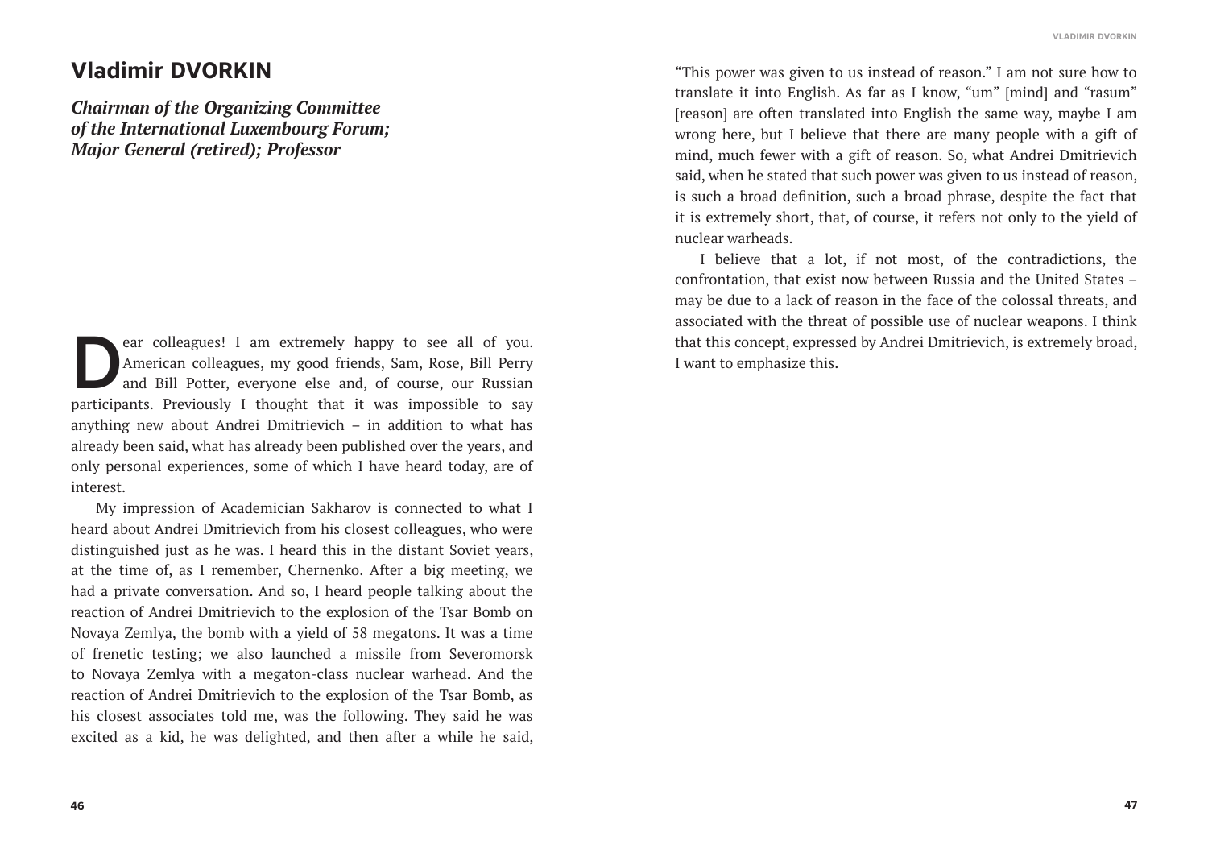# Vladimir DVORKIN

***Chairman of the Organizing Committee of the International Luxembourg Forum; Major General (retired); Professor***

Dear colleagues! I am extremely happy to see all of you. American colleagues, my good friends, Sam, Rose, Bill Perry and Bill Potter, everyone else and, of course, our Russian participants. Previously I thought that it was impossible to say anything new about Andrei Dmitrievich – in addition to what has already been said, what has already been published over the years, and only personal experiences, some of which I have heard today, are of interest.

My impression of Academician Sakharov is connected to what I heard about Andrei Dmitrievich from his closest colleagues, who were distinguished just as he was. I heard this in the distant Soviet years, at the time of, as I remember, Chernenko. After a big meeting, we had a private conversation. And so, I heard people talking about the reaction of Andrei Dmitrievich to the explosion of the Tsar Bomb on Novaya Zemlya, the bomb with a yield of 58 megatons. It was a time of frenetic testing; we also launched a missile from Severomorsk to Novaya Zemlya with a megaton-class nuclear warhead. And the reaction of Andrei Dmitrievich to the explosion of the Tsar Bomb, as his closest associates told me, was the following. They said he was excited as a kid, he was delighted, and then after a while he said, "This power was given to us instead of reason." I am not sure how to translate it into English. As far as I know, "um" [mind] and "rasum" [reason] are often translated into English the same way, maybe I am wrong here, but I believe that there are many people with a gift of mind, much fewer with a gift of reason. So, what Andrei Dmitrievich said, when he stated that such power was given to us instead of reason, is such a broad definition, such a broad phrase, despite the fact that it is extremely short, that, of course, it refers not only to the yield of nuclear warheads.

I believe that a lot, if not most, of the contradictions, the confrontation, that exist now between Russia and the United States – may be due to a lack of reason in the face of the colossal threats, and associated with the threat of possible use of nuclear weapons. I think that this concept, expressed by Andrei Dmitrievich, is extremely broad, I want to emphasize this.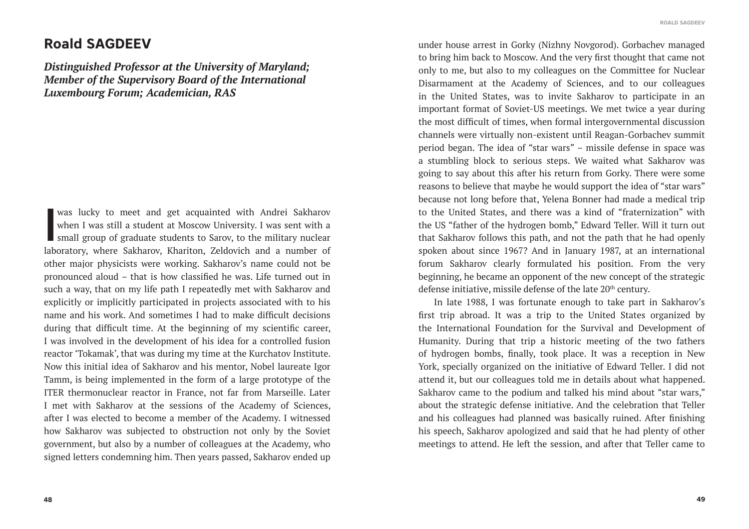# Roald SAGDEEV

***Distinguished Professor at the University of Maryland; Member of the Supervisory Board of the International Luxembourg Forum; Academician, RAS***

I was lucky to meet and get acquainted with Andrei Sakharov when I was still a student at Moscow University. I was sent with a small group of graduate students to Sarov, to the military nuclear laboratory, where Sakharov, Khariton, Zeldovich and a number of other major physicists were working. Sakharov's name could not be pronounced aloud – that is how classified he was. Life turned out in such a way, that on my life path I repeatedly met with Sakharov and explicitly or implicitly participated in projects associated with to his name and his work. And sometimes I had to make difficult decisions during that difficult time. At the beginning of my scientific career, I was involved in the development of his idea for a controlled fusion reactor 'Tokamak', that was during my time at the Kurchatov Institute. Now this initial idea of Sakharov and his mentor, Nobel laureate Igor Tamm, is being implemented in the form of a large prototype of the ITER thermonuclear reactor in France, not far from Marseille. Later I met with Sakharov at the sessions of the Academy of Sciences, after I was elected to become a member of the Academy. I witnessed how Sakharov was subjected to obstruction not only by the Soviet government, but also by a number of colleagues at the Academy, who signed letters condemning him. Then years passed, Sakharov ended up under house arrest in Gorky (Nizhny Novgorod). Gorbachev managed to bring him back to Moscow. And the very first thought that came not only to me, but also to my colleagues on the Committee for Nuclear Disarmament at the Academy of Sciences, and to our colleagues in the United States, was to invite Sakharov to participate in an important format of Soviet-US meetings. We met twice a year during the most difficult of times, when formal intergovernmental discussion channels were virtually non-existent until Reagan-Gorbachev summit period began. The idea of "star wars" – missile defense in space was a stumbling block to serious steps. We waited what Sakharov was going to say about this after his return from Gorky. There were some reasons to believe that maybe he would support the idea of "star wars" because not long before that, Yelena Bonner had made a medical trip to the United States, and there was a kind of "fraternization" with the US "father of the hydrogen bomb," Edward Teller. Will it turn out that Sakharov follows this path, and not the path that he had openly spoken about since 1967? And in January 1987, at an international forum Sakharov clearly formulated his position. From the very beginning, he became an opponent of the new concept of the strategic defense initiative, missile defense of the late 20th century.

In late 1988, I was fortunate enough to take part in Sakharov's first trip abroad. It was a trip to the United States organized by the International Foundation for the Survival and Development of Humanity. During that trip a historic meeting of the two fathers of hydrogen bombs, finally, took place. It was a reception in New York, specially organized on the initiative of Edward Teller. I did not attend it, but our colleagues told me in details about what happened. Sakharov came to the podium and talked his mind about "star wars," about the strategic defense initiative. And the celebration that Teller and his colleagues had planned was basically ruined. After finishing his speech, Sakharov apologized and said that he had plenty of other meetings to attend. He left the session, and after that Teller came to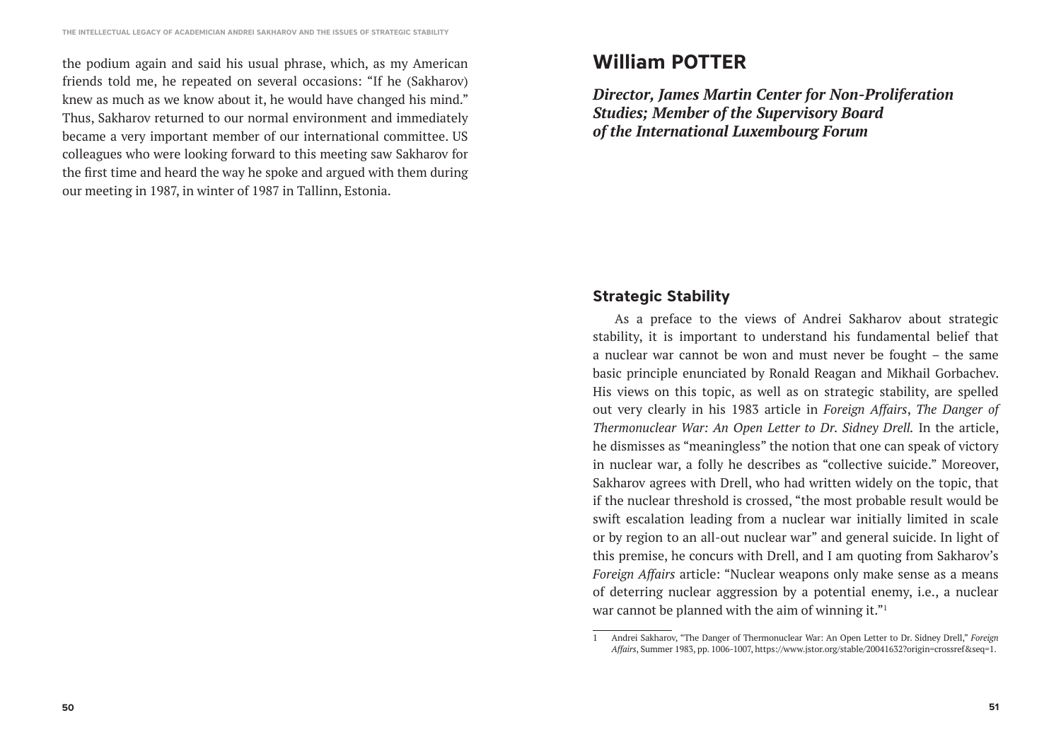the podium again and said his usual phrase, which, as my American friends told me, he repeated on several occasions: "If he (Sakharov) knew as much as we know about it, he would have changed his mind." Thus, Sakharov returned to our normal environment and immediately became a very important member of our international committee. US colleagues who were looking forward to this meeting saw Sakharov for the first time and heard the way he spoke and argued with them during our meeting in 1987, in winter of 1987 in Tallinn, Estonia.

# William POTTER

***Director, James Martin Center for Non-Proliferation Studies; Member of the Supervisory Board of the International Luxembourg Forum***

## Strategic Stability

As a preface to the views of Andrei Sakharov about strategic stability, it is important to understand his fundamental belief that a nuclear war cannot be won and must never be fought – the same basic principle enunciated by Ronald Reagan and Mikhail Gorbachev. His views on this topic, as well as on strategic stability, are spelled out very clearly in his 1983 article in *Foreign Affairs*, *The Danger of Thermonuclear War: An Open Letter to Dr. Sidney Drell.* In the article, he dismisses as "meaningless" the notion that one can speak of victory in nuclear war, a folly he describes as "collective suicide." Moreover, Sakharov agrees with Drell, who had written widely on the topic, that if the nuclear threshold is crossed, "the most probable result would be swift escalation leading from a nuclear war initially limited in scale or by region to an all-out nuclear war" and general suicide. In light of this premise, he concurs with Drell, and I am quoting from Sakharov's *Foreign Affairs* article: "Nuclear weapons only make sense as a means of deterring nuclear aggression by a potential enemy, i.e., a nuclear war cannot be planned with the aim of winning it."[1]

1 Andrei Sakharov, "The Danger of Thermonuclear War: An Open Letter to Dr. Sidney Drell," *Foreign Affairs*, Summer 1983, pp. 1006-1007, https://www.jstor.org/stable/20041632?origin=crossref&seq=1.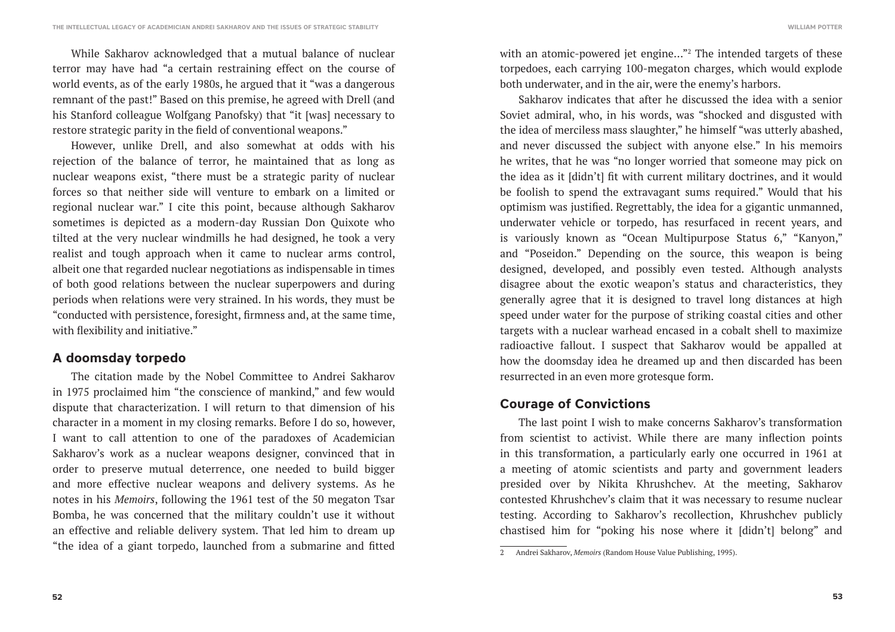While Sakharov acknowledged that a mutual balance of nuclear terror may have had "a certain restraining effect on the course of world events, as of the early 1980s, he argued that it "was a dangerous remnant of the past!" Based on this premise, he agreed with Drell (and his Stanford colleague Wolfgang Panofsky) that "it [was] necessary to restore strategic parity in the field of conventional weapons."

However, unlike Drell, and also somewhat at odds with his rejection of the balance of terror, he maintained that as long as nuclear weapons exist, "there must be a strategic parity of nuclear forces so that neither side will venture to embark on a limited or regional nuclear war." I cite this point, because although Sakharov sometimes is depicted as a modern-day Russian Don Quixote who tilted at the very nuclear windmills he had designed, he took a very realist and tough approach when it came to nuclear arms control, albeit one that regarded nuclear negotiations as indispensable in times of both good relations between the nuclear superpowers and during periods when relations were very strained. In his words, they must be "conducted with persistence, foresight, firmness and, at the same time, with flexibility and initiative."

## A doomsday torpedo

The citation made by the Nobel Committee to Andrei Sakharov in 1975 proclaimed him "the conscience of mankind," and few would dispute that characterization. I will return to that dimension of his character in a moment in my closing remarks. Before I do so, however, I want to call attention to one of the paradoxes of Academician Sakharov's work as a nuclear weapons designer, convinced that in order to preserve mutual deterrence, one needed to build bigger and more effective nuclear weapons and delivery systems. As he notes in his *Memoirs*, following the 1961 test of the 50 megaton Tsar Bomba, he was concerned that the military couldn't use it without an effective and reliable delivery system. That led him to dream up "the idea of a giant torpedo, launched from a submarine and fitted with an atomic-powered jet engine…"[2] The intended targets of these torpedoes, each carrying 100-megaton charges, which would explode both underwater, and in the air, were the enemy's harbors.

Sakharov indicates that after he discussed the idea with a senior Soviet admiral, who, in his words, was "shocked and disgusted with the idea of merciless mass slaughter," he himself "was utterly abashed, and never discussed the subject with anyone else." In his memoirs he writes, that he was "no longer worried that someone may pick on the idea as it [didn't] fit with current military doctrines, and it would be foolish to spend the extravagant sums required." Would that his optimism was justified. Regrettably, the idea for a gigantic unmanned, underwater vehicle or torpedo, has resurfaced in recent years, and is variously known as "Ocean Multipurpose Status 6," "Kanyon," and "Poseidon." Depending on the source, this weapon is being designed, developed, and possibly even tested. Although analysts disagree about the exotic weapon's status and characteristics, they generally agree that it is designed to travel long distances at high speed under water for the purpose of striking coastal cities and other targets with a nuclear warhead encased in a cobalt shell to maximize radioactive fallout. I suspect that Sakharov would be appalled at how the doomsday idea he dreamed up and then discarded has been resurrected in an even more grotesque form.

## Courage of Convictions

The last point I wish to make concerns Sakharov's transformation from scientist to activist. While there are many inflection points in this transformation, a particularly early one occurred in 1961 at a meeting of atomic scientists and party and government leaders presided over by Nikita Khrushchev. At the meeting, Sakharov contested Khrushchev's claim that it was necessary to resume nuclear testing. According to Sakharov's recollection, Khrushchev publicly chastised him for "poking his nose where it [didn't] belong" and

---

2 Andrei Sakharov, *Memoirs* (Random House Value Publishing, 1995).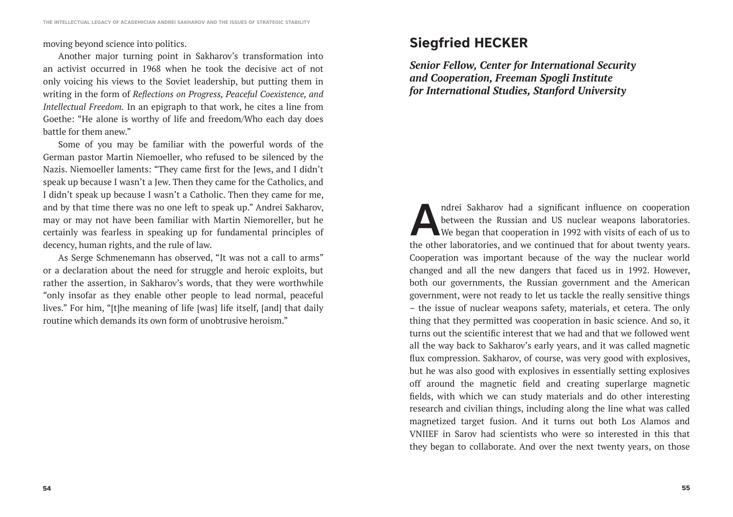moving beyond science into politics.

Another major turning point in Sakharov's transformation into an activist occurred in 1968 when he took the decisive act of not only voicing his views to the Soviet leadership, but putting them in writing in the form of *Reflections on Progress, Peaceful Coexistence, and Intellectual Freedom.* In an epigraph to that work, he cites a line from Goethe: "He alone is worthy of life and freedom/Who each day does battle for them anew."

Some of you may be familiar with the powerful words of the German pastor Martin Niemoeller, who refused to be silenced by the Nazis. Niemoeller laments: "They came first for the Jews, and I didn't speak up because I wasn't a Jew. Then they came for the Catholics, and I didn't speak up because I wasn't a Catholic. Then they came for me, and by that time there was no one left to speak up." Andrei Sakharov, may or may not have been familiar with Martin Niemoreller, but he certainly was fearless in speaking up for fundamental principles of decency, human rights, and the rule of law.

As Serge Schmenemann has observed, "It was not a call to arms" or a declaration about the need for struggle and heroic exploits, but rather the assertion, in Sakharov's words, that they were worthwhile "only insofar as they enable other people to lead normal, peaceful lives." For him, "[t]he meaning of life [was] life itself, [and] that daily routine which demands its own form of unobtrusive heroism."

## Siegfried HECKER

***Senior Fellow, Center for International Security and Cooperation, Freeman Spogli Institute for International Studies, Stanford University***

Andrei Sakharov had a significant influence on cooperation between the Russian and US nuclear weapons laboratories. We began that cooperation in 1992 with visits of each of us to the other laboratories, and we continued that for about twenty years. Cooperation was important because of the way the nuclear world changed and all the new dangers that faced us in 1992. However, both our governments, the Russian government and the American government, were not ready to let us tackle the really sensitive things – the issue of nuclear weapons safety, materials, et cetera. The only thing that they permitted was cooperation in basic science. And so, it turns out the scientific interest that we had and that we followed went all the way back to Sakharov's early years, and it was called magnetic flux compression. Sakharov, of course, was very good with explosives, but he was also good with explosives in essentially setting explosives off around the magnetic field and creating superlarge magnetic fields, with which we can study materials and do other interesting research and civilian things, including along the line what was called magnetized target fusion. And it turns out both Los Alamos and VNIIEF in Sarov had scientists who were so interested in this that they began to collaborate. And over the next twenty years, on those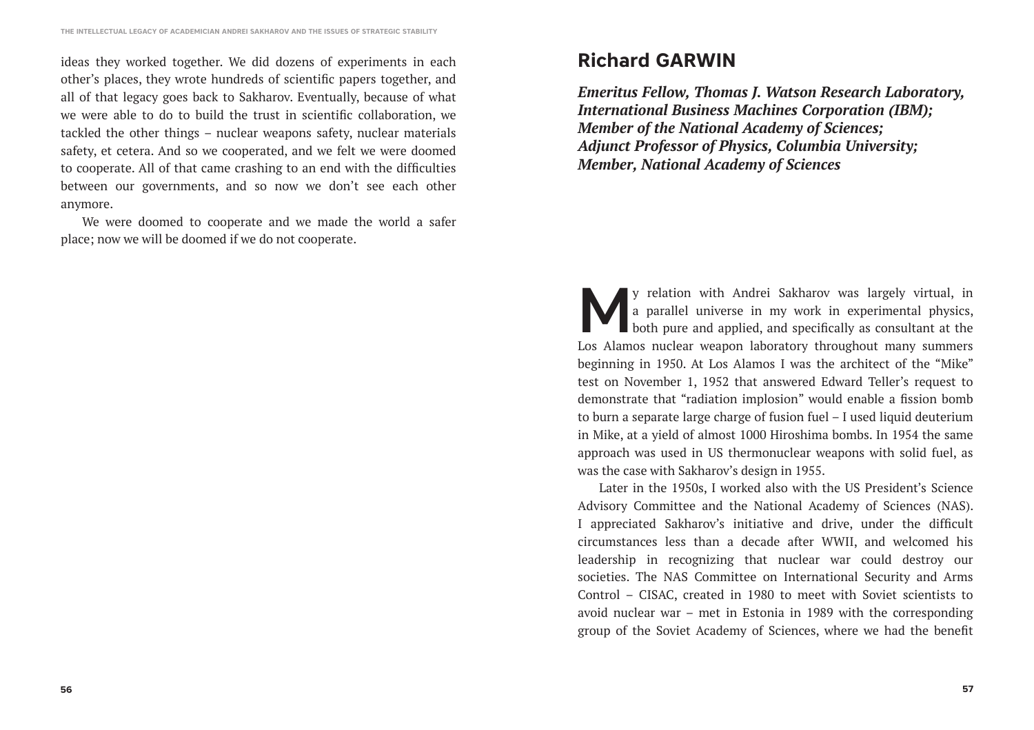ideas they worked together. We did dozens of experiments in each other's places, they wrote hundreds of scientific papers together, and all of that legacy goes back to Sakharov. Eventually, because of what we were able to do to build the trust in scientific collaboration, we tackled the other things – nuclear weapons safety, nuclear materials safety, et cetera. And so we cooperated, and we felt we were doomed to cooperate. All of that came crashing to an end with the difficulties between our governments, and so now we don't see each other anymore.

We were doomed to cooperate and we made the world a safer place; now we will be doomed if we do not cooperate.

## Richard GARWIN

***Emeritus Fellow, Thomas J. Watson Research Laboratory, International Business Machines Corporation (IBM); Member of the National Academy of Sciences; Adjunct Professor of Physics, Columbia University; Member, National Academy of Sciences***

My relation with Andrei Sakharov was largely virtual, in a parallel universe in my work in experimental physics, both pure and applied, and specifically as consultant at the Los Alamos nuclear weapon laboratory throughout many summers beginning in 1950. At Los Alamos I was the architect of the "Mike" test on November 1, 1952 that answered Edward Teller's request to demonstrate that "radiation implosion" would enable a fission bomb to burn a separate large charge of fusion fuel – I used liquid deuterium in Mike, at a yield of almost 1000 Hiroshima bombs. In 1954 the same approach was used in US thermonuclear weapons with solid fuel, as was the case with Sakharov's design in 1955.

Later in the 1950s, I worked also with the US President's Science Advisory Committee and the National Academy of Sciences (NAS). I appreciated Sakharov's initiative and drive, under the difficult circumstances less than a decade after WWII, and welcomed his leadership in recognizing that nuclear war could destroy our societies. The NAS Committee on International Security and Arms Control – CISAC, created in 1980 to meet with Soviet scientists to avoid nuclear war – met in Estonia in 1989 with the corresponding group of the Soviet Academy of Sciences, where we had the benefit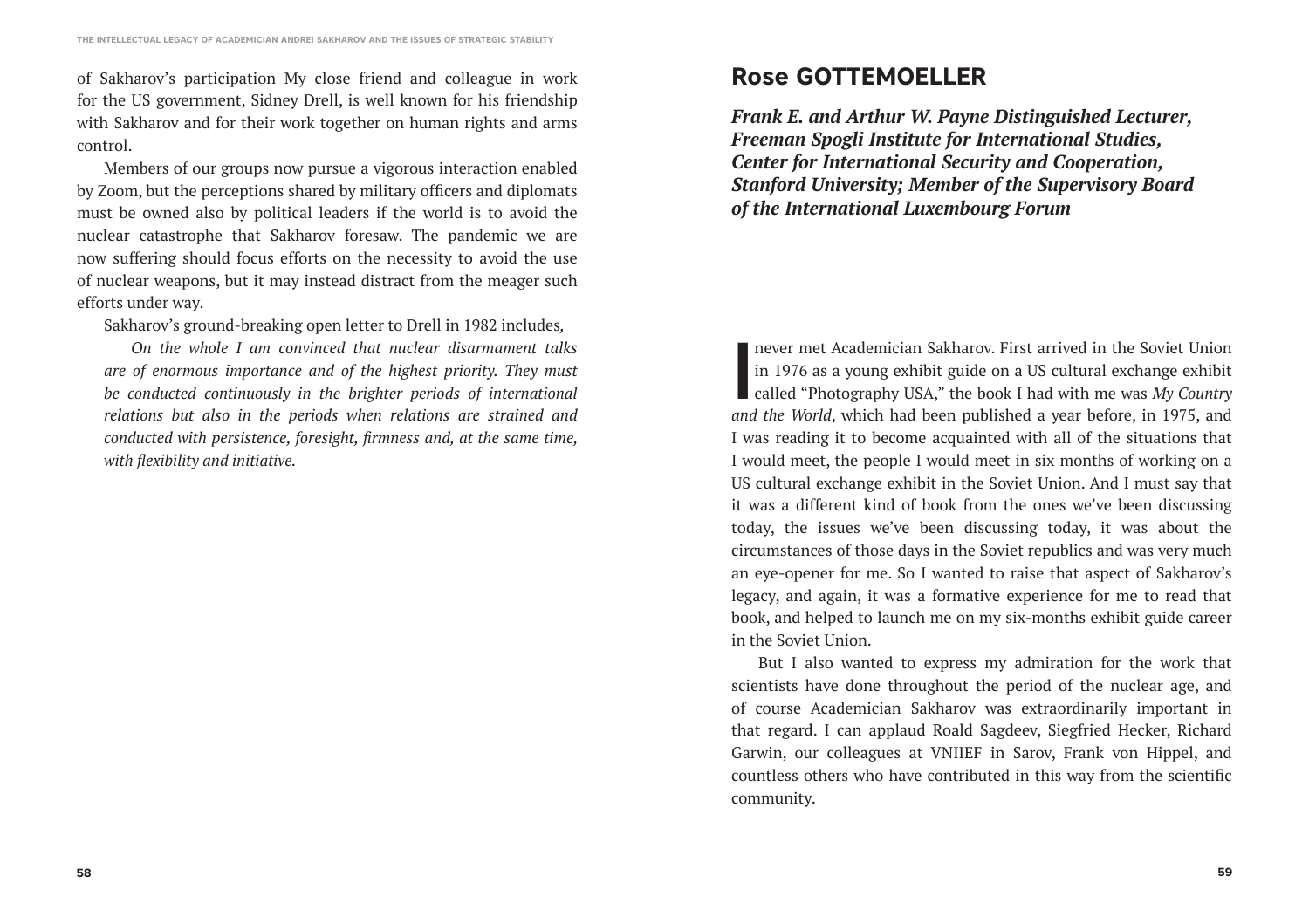of Sakharov's participation My close friend and colleague in work for the US government, Sidney Drell, is well known for his friendship with Sakharov and for their work together on human rights and arms control.

Members of our groups now pursue a vigorous interaction enabled by Zoom, but the perceptions shared by military officers and diplomats must be owned also by political leaders if the world is to avoid the nuclear catastrophe that Sakharov foresaw. The pandemic we are now suffering should focus efforts on the necessity to avoid the use of nuclear weapons, but it may instead distract from the meager such efforts under way.

Sakharov's ground-breaking open letter to Drell in 1982 includes,

*On the whole I am convinced that nuclear disarmament talks are of enormous importance and of the highest priority. They must be conducted continuously in the brighter periods of international relations but also in the periods when relations are strained and conducted with persistence, foresight, firmness and, at the same time, with flexibility and initiative.*

## Rose GOTTEMOELLER

***Frank E. and Arthur W. Payne Distinguished Lecturer, Freeman Spogli Institute for International Studies, Center for International Security and Cooperation, Stanford University; Member of the Supervisory Board of the International Luxembourg Forum***

I never met Academician Sakharov. First arrived in the Soviet Union in 1976 as a young exhibit guide on a US cultural exchange exhibit called "Photography USA," the book I had with me was *My Country and the World*, which had been published a year before, in 1975, and I was reading it to become acquainted with all of the situations that I would meet, the people I would meet in six months of working on a US cultural exchange exhibit in the Soviet Union. And I must say that it was a different kind of book from the ones we've been discussing today, the issues we've been discussing today, it was about the circumstances of those days in the Soviet republics and was very much an eye-opener for me. So I wanted to raise that aspect of Sakharov's legacy, and again, it was a formative experience for me to read that book, and helped to launch me on my six-months exhibit guide career in the Soviet Union.

But I also wanted to express my admiration for the work that scientists have done throughout the period of the nuclear age, and of course Academician Sakharov was extraordinarily important in that regard. I can applaud Roald Sagdeev, Siegfried Hecker, Richard Garwin, our colleagues at VNIIEF in Sarov, Frank von Hippel, and countless others who have contributed in this way from the scientific community.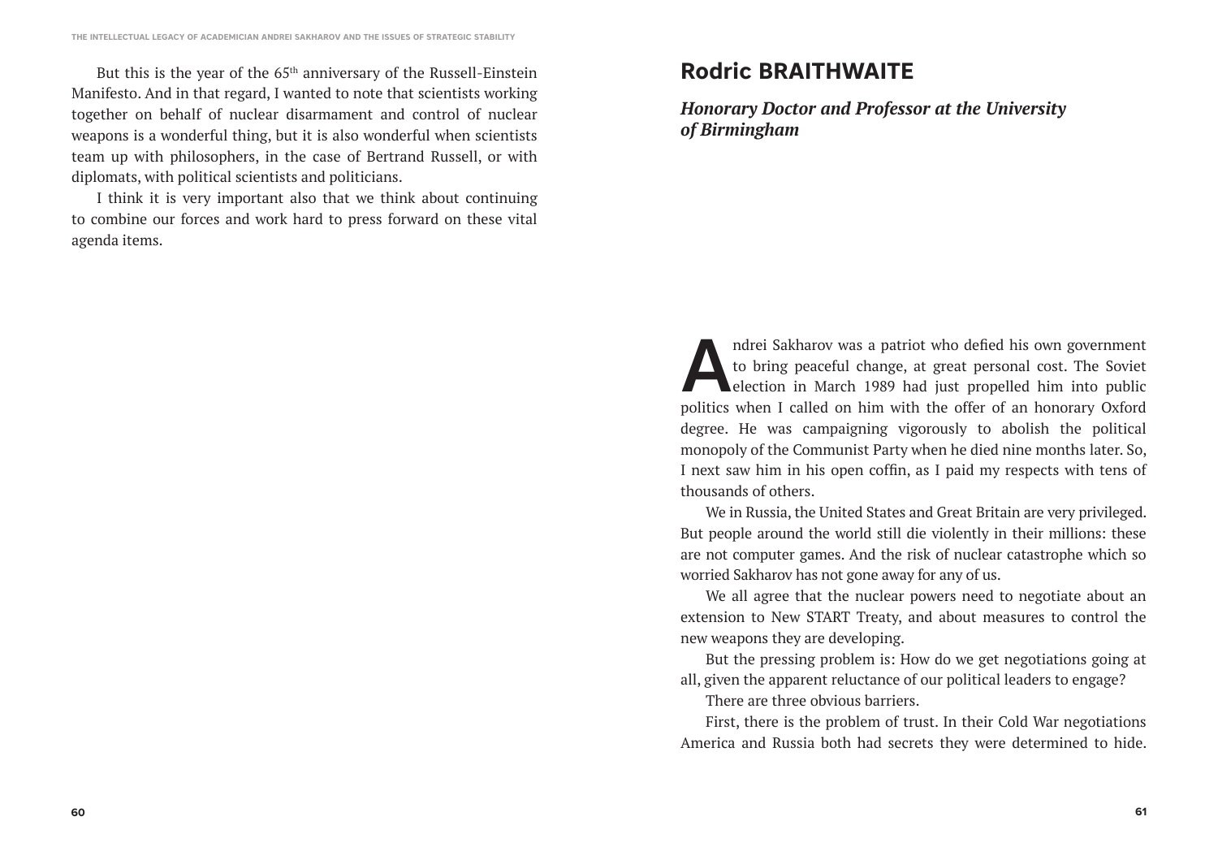But this is the year of the 65th anniversary of the Russell-Einstein Manifesto. And in that regard, I wanted to note that scientists working together on behalf of nuclear disarmament and control of nuclear weapons is a wonderful thing, but it is also wonderful when scientists team up with philosophers, in the case of Bertrand Russell, or with diplomats, with political scientists and politicians.

I think it is very important also that we think about continuing to combine our forces and work hard to press forward on these vital agenda items.

## Rodric BRAITHWAITE

***Honorary Doctor and Professor at the University of Birmingham***

Andrei Sakharov was a patriot who defied his own government to bring peaceful change, at great personal cost. The Soviet election in March 1989 had just propelled him into public politics when I called on him with the offer of an honorary Oxford degree. He was campaigning vigorously to abolish the political monopoly of the Communist Party when he died nine months later. So, I next saw him in his open coffin, as I paid my respects with tens of thousands of others.

We in Russia, the United States and Great Britain are very privileged. But people around the world still die violently in their millions: these are not computer games. And the risk of nuclear catastrophe which so worried Sakharov has not gone away for any of us.

We all agree that the nuclear powers need to negotiate about an extension to New START Treaty, and about measures to control the new weapons they are developing.

But the pressing problem is: How do we get negotiations going at all, given the apparent reluctance of our political leaders to engage?

There are three obvious barriers.

First, there is the problem of trust. In their Cold War negotiations America and Russia both had secrets they were determined to hide.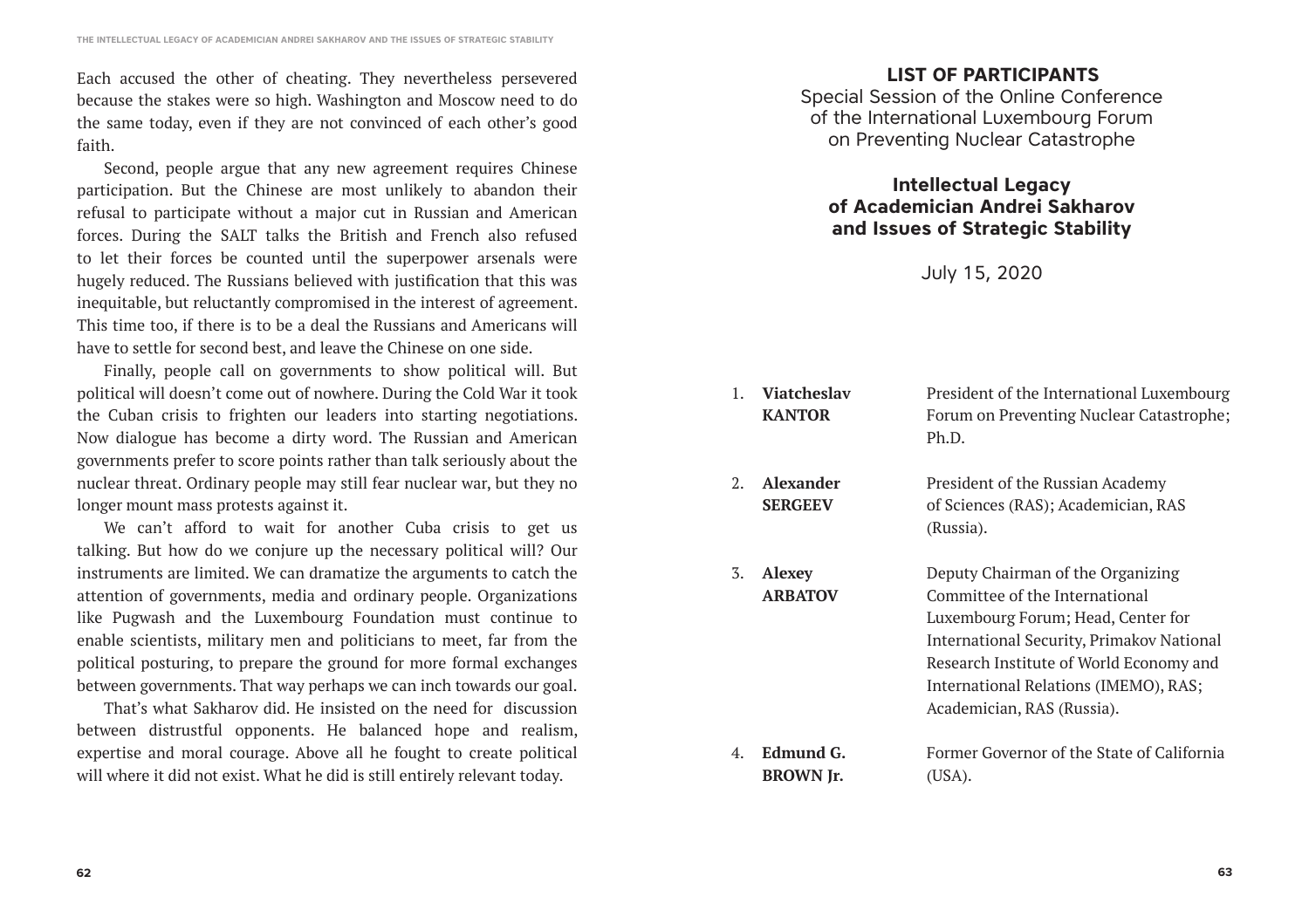Each accused the other of cheating. They nevertheless persevered because the stakes were so high. Washington and Moscow need to do the same today, even if they are not convinced of each other's good faith.

Second, people argue that any new agreement requires Chinese participation. But the Chinese are most unlikely to abandon their refusal to participate without a major cut in Russian and American forces. During the SALT talks the British and French also refused to let their forces be counted until the superpower arsenals were hugely reduced. The Russians believed with justification that this was inequitable, but reluctantly compromised in the interest of agreement. This time too, if there is to be a deal the Russians and Americans will have to settle for second best, and leave the Chinese on one side.

Finally, people call on governments to show political will. But political will doesn't come out of nowhere. During the Cold War it took the Cuban crisis to frighten our leaders into starting negotiations. Now dialogue has become a dirty word. The Russian and American governments prefer to score points rather than talk seriously about the nuclear threat. Ordinary people may still fear nuclear war, but they no longer mount mass protests against it.

We can't afford to wait for another Cuba crisis to get us talking. But how do we conjure up the necessary political will? Our instruments are limited. We can dramatize the arguments to catch the attention of governments, media and ordinary people. Organizations like Pugwash and the Luxembourg Foundation must continue to enable scientists, military men and politicians to meet, far from the political posturing, to prepare the ground for more formal exchanges between governments. That way perhaps we can inch towards our goal.

That's what Sakharov did. He insisted on the need for discussion between distrustful opponents. He balanced hope and realism, expertise and moral courage. Above all he fought to create political will where it did not exist. What he did is still entirely relevant today.

## LIST OF PARTICIPANTS

Special Session of the Online Conference of the International Luxembourg Forum on Preventing Nuclear Catastrophe

### Intellectual Legacy of Academician Andrei Sakharov and Issues of Strategic Stability

July 15, 2020

1. **Viatcheslav KANTOR** — President of the International Luxembourg Forum on Preventing Nuclear Catastrophe; Ph.D.

2. **Alexander SERGEEV** — President of the Russian Academy of Sciences (RAS); Academician, RAS (Russia).

3. **Alexey ARBATOV** — Deputy Chairman of the Organizing Committee of the International Luxembourg Forum; Head, Center for International Security, Primakov National Research Institute of World Economy and International Relations (IMEMO), RAS; Academician, RAS (Russia).

4. **Edmund G. BROWN Jr.** — Former Governor of the State of California (USA).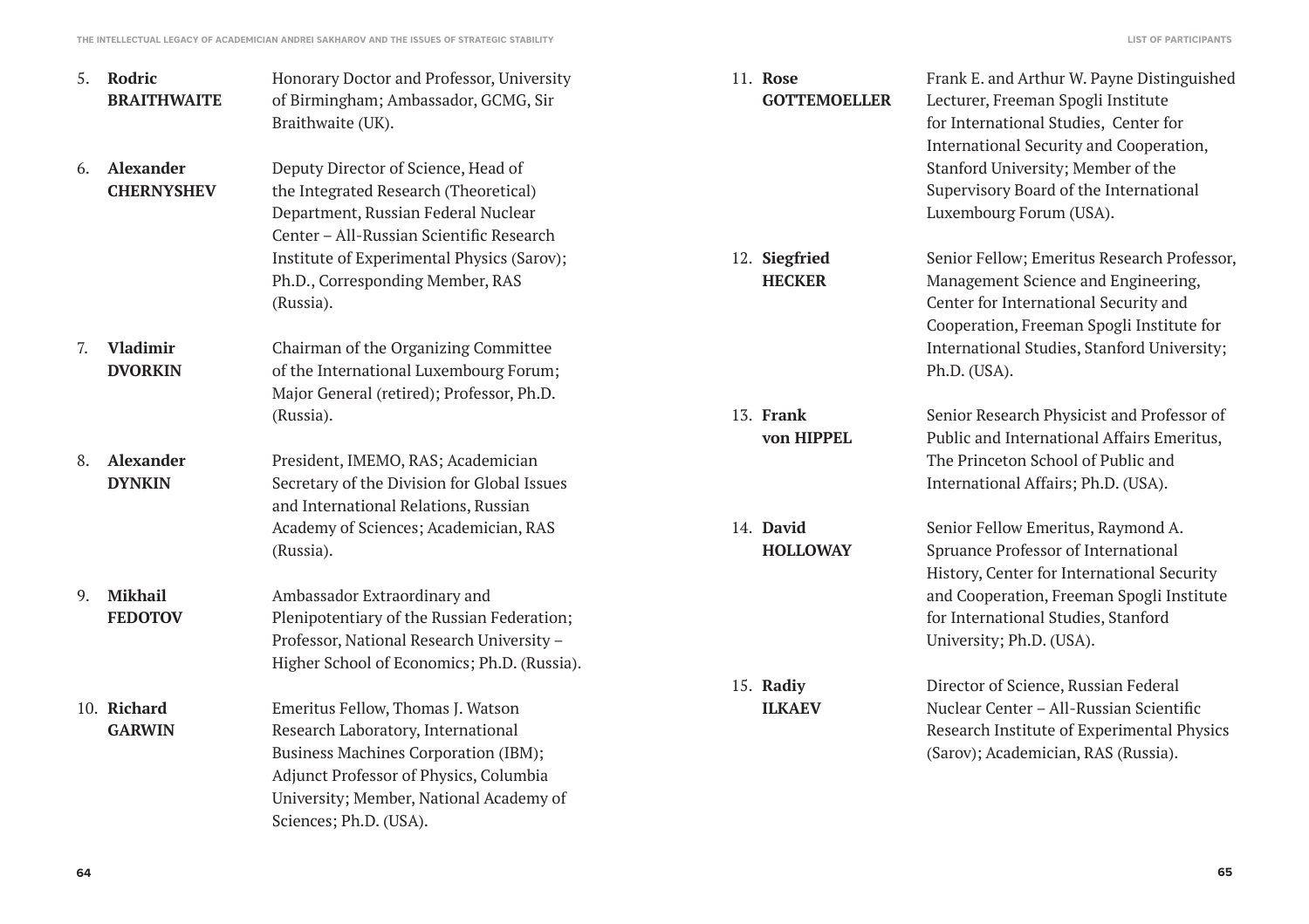5. **Rodric BRAITHWAITE** — Honorary Doctor and Professor, University of Birmingham; Ambassador, GCMG, Sir Braithwaite (UK).

6. **Alexander CHERNYSHEV** — Deputy Director of Science, Head of the Integrated Research (Theoretical) Department, Russian Federal Nuclear Center – All-Russian Scientific Research Institute of Experimental Physics (Sarov); Ph.D., Corresponding Member, RAS (Russia).

7. **Vladimir DVORKIN** — Chairman of the Organizing Committee of the International Luxembourg Forum; Major General (retired); Professor, Ph.D. (Russia).

8. **Alexander DYNKIN** — President, IMEMO, RAS; Academician Secretary of the Division for Global Issues and International Relations, Russian Academy of Sciences; Academician, RAS (Russia).

9. **Mikhail FEDOTOV** — Ambassador Extraordinary and Plenipotentiary of the Russian Federation; Professor, National Research University – Higher School of Economics; Ph.D. (Russia).

10. **Richard GARWIN** — Emeritus Fellow, Thomas J. Watson Research Laboratory, International Business Machines Corporation (IBM); Adjunct Professor of Physics, Columbia University; Member, National Academy of Sciences; Ph.D. (USA).

11. **Rose GOTTEMOELLER** — Frank E. and Arthur W. Payne Distinguished Lecturer, Freeman Spogli Institute for International Studies, Center for International Security and Cooperation, Stanford University; Member of the Supervisory Board of the International Luxembourg Forum (USA).

12. **Siegfried HECKER** — Senior Fellow; Emeritus Research Professor, Management Science and Engineering, Center for International Security and Cooperation, Freeman Spogli Institute for International Studies, Stanford University; Ph.D. (USA).

13. **Frank von HIPPEL** — Senior Research Physicist and Professor of Public and International Affairs Emeritus, The Princeton School of Public and International Affairs; Ph.D. (USA).

14. **David HOLLOWAY** — Senior Fellow Emeritus, Raymond A. Spruance Professor of International History, Center for International Security and Cooperation, Freeman Spogli Institute for International Studies, Stanford University; Ph.D. (USA).

15. **Radiy ILKAEV** — Director of Science, Russian Federal Nuclear Center – All-Russian Scientific Research Institute of Experimental Physics (Sarov); Academician, RAS (Russia).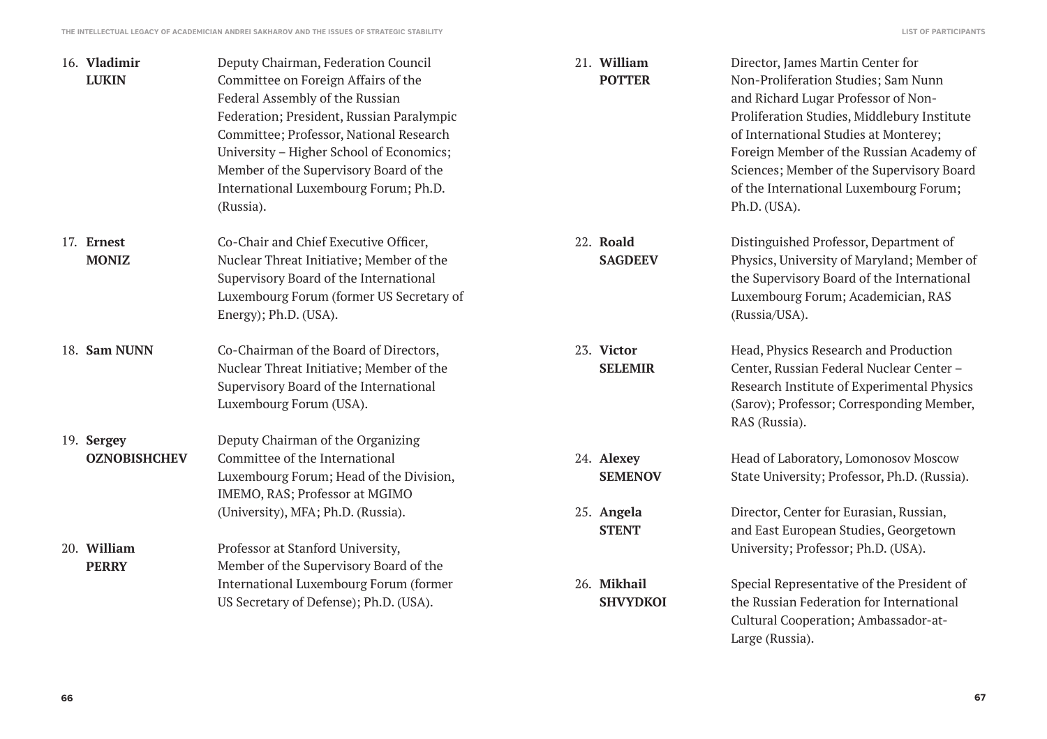16. **Vladimir LUKIN** — Deputy Chairman, Federation Council Committee on Foreign Affairs of the Federal Assembly of the Russian Federation; President, Russian Paralympic Committee; Professor, National Research University – Higher School of Economics; Member of the Supervisory Board of the International Luxembourg Forum; Ph.D. (Russia).

17. **Ernest MONIZ** — Co-Chair and Chief Executive Officer, Nuclear Threat Initiative; Member of the Supervisory Board of the International Luxembourg Forum (former US Secretary of Energy); Ph.D. (USA).

18. **Sam NUNN** — Co-Chairman of the Board of Directors, Nuclear Threat Initiative; Member of the Supervisory Board of the International Luxembourg Forum (USA).

19. **Sergey OZNOBISHCHEV** — Deputy Chairman of the Organizing Committee of the International Luxembourg Forum; Head of the Division, IMEMO, RAS; Professor at MGIMO (University), MFA; Ph.D. (Russia).

20. **William PERRY** — Professor at Stanford University, Member of the Supervisory Board of the International Luxembourg Forum (former US Secretary of Defense); Ph.D. (USA).

21. **William POTTER** — Director, James Martin Center for Non-Proliferation Studies; Sam Nunn and Richard Lugar Professor of Non-Proliferation Studies, Middlebury Institute of International Studies at Monterey; Foreign Member of the Russian Academy of Sciences; Member of the Supervisory Board of the International Luxembourg Forum; Ph.D. (USA).

22. **Roald SAGDEEV** — Distinguished Professor, Department of Physics, University of Maryland; Member of the Supervisory Board of the International Luxembourg Forum; Academician, RAS (Russia/USA).

23. **Victor SELEMIR** — Head, Physics Research and Production Center, Russian Federal Nuclear Center – Research Institute of Experimental Physics (Sarov); Professor; Corresponding Member, RAS (Russia).

24. **Alexey SEMENOV** — Head of Laboratory, Lomonosov Moscow State University; Professor, Ph.D. (Russia).

25. **Angela STENT** — Director, Center for Eurasian, Russian, and East European Studies, Georgetown University; Professor; Ph.D. (USA).

26. **Mikhail SHVYDKOI** — Special Representative of the President of the Russian Federation for International Cultural Cooperation; Ambassador-at-Large (Russia).